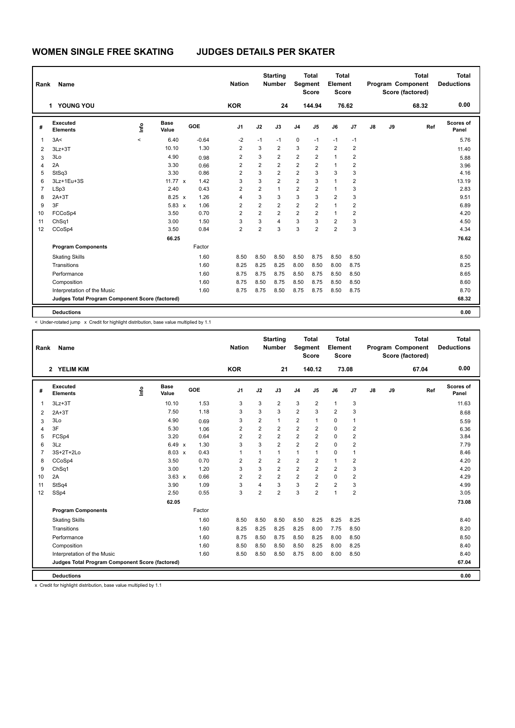# WOMEN SINGLE FREE SKATING　　JUDGES DETAILS PER SKATER

| Rank | Name | Nation | Starting Number | Total Segment Score | Total Element Score | Total Program Component Score (factored) | Total Deductions |
|---|---|---|---|---|---|---|---|
| 1 | YOUNG YOU | KOR | 24 | 144.94 | 76.62 | 68.32 | 0.00 |

| # | Executed Elements | Info | Base Value | | GOE | J1 | J2 | J3 | J4 | J5 | J6 | J7 | J8 | J9 | Ref | Scores of Panel |
|---|---|---|---|---|---|---|---|---|---|---|---|---|---|---|---|---|
| 1 | 3A< | < | 6.40 | | -0.64 | -2 | -1 | -1 | 0 | -1 | -1 | -1 | | | | 5.76 |
| 2 | 3Lz+3T | | 10.10 | | 1.30 | 2 | 3 | 2 | 3 | 2 | 2 | 2 | | | | 11.40 |
| 3 | 3Lo | | 4.90 | | 0.98 | 2 | 3 | 2 | 2 | 2 | 1 | 2 | | | | 5.88 |
| 4 | 2A | | 3.30 | | 0.66 | 2 | 2 | 2 | 2 | 2 | 1 | 2 | | | | 3.96 |
| 5 | StSq3 | | 3.30 | | 0.86 | 2 | 3 | 2 | 2 | 3 | 3 | 3 | | | | 4.16 |
| 6 | 3Lz+1Eu+3S | | 11.77 | x | 1.42 | 3 | 3 | 2 | 2 | 3 | 1 | 2 | | | | 13.19 |
| 7 | LSp3 | | 2.40 | | 0.43 | 2 | 2 | 1 | 2 | 2 | 1 | 3 | | | | 2.83 |
| 8 | 2A+3T | | 8.25 | x | 1.26 | 4 | 3 | 3 | 3 | 3 | 2 | 3 | | | | 9.51 |
| 9 | 3F | | 5.83 | x | 1.06 | 2 | 2 | 2 | 2 | 2 | 1 | 2 | | | | 6.89 |
| 10 | FCCoSp4 | | 3.50 | | 0.70 | 2 | 2 | 2 | 2 | 2 | 1 | 2 | | | | 4.20 |
| 11 | ChSq1 | | 3.00 | | 1.50 | 3 | 3 | 4 | 3 | 3 | 2 | 3 | | | | 4.50 |
| 12 | CCoSp4 | | 3.50 | | 0.84 | 2 | 2 | 3 | 3 | 2 | 2 | 3 | | | | 4.34 |
| | | | 66.25 | | | | | | | | | | | | | 76.62 |
| | **Program Components** | | | | Factor | | | | | | | | | | | |
| | Skating Skills | | | | 1.60 | 8.50 | 8.50 | 8.50 | 8.50 | 8.75 | 8.50 | 8.50 | | | | 8.50 |
| | Transitions | | | | 1.60 | 8.25 | 8.25 | 8.25 | 8.00 | 8.50 | 8.00 | 8.75 | | | | 8.25 |
| | Performance | | | | 1.60 | 8.75 | 8.75 | 8.75 | 8.50 | 8.75 | 8.50 | 8.50 | | | | 8.65 |
| | Composition | | | | 1.60 | 8.75 | 8.50 | 8.75 | 8.50 | 8.75 | 8.50 | 8.50 | | | | 8.60 |
| | Interpretation of the Music | | | | 1.60 | 8.75 | 8.75 | 8.50 | 8.75 | 8.75 | 8.50 | 8.75 | | | | 8.70 |
| | **Judges Total Program Component Score (factored)** | | | | | | | | | | | | | | | **68.32** |
| | **Deductions** | | | | | | | | | | | | | | | **0.00** |

< Under-rotated jump　x Credit for highlight distribution, base value multiplied by 1.1

| Rank | Name | Nation | Starting Number | Total Segment Score | Total Element Score | Total Program Component Score (factored) | Total Deductions |
|---|---|---|---|---|---|---|---|
| 2 | YELIM KIM | KOR | 21 | 140.12 | 73.08 | 67.04 | 0.00 |

| # | Executed Elements | Info | Base Value | | GOE | J1 | J2 | J3 | J4 | J5 | J6 | J7 | J8 | J9 | Ref | Scores of Panel |
|---|---|---|---|---|---|---|---|---|---|---|---|---|---|---|---|---|
| 1 | 3Lz+3T | | 10.10 | | 1.53 | 3 | 3 | 2 | 3 | 2 | 1 | 3 | | | | 11.63 |
| 2 | 2A+3T | | 7.50 | | 1.18 | 3 | 3 | 3 | 2 | 3 | 2 | 3 | | | | 8.68 |
| 3 | 3Lo | | 4.90 | | 0.69 | 3 | 2 | 1 | 2 | 1 | 0 | 1 | | | | 5.59 |
| 4 | 3F | | 5.30 | | 1.06 | 2 | 2 | 2 | 2 | 2 | 0 | 2 | | | | 6.36 |
| 5 | FCSp4 | | 3.20 | | 0.64 | 2 | 2 | 2 | 2 | 2 | 0 | 2 | | | | 3.84 |
| 6 | 3Lz | | 6.49 | x | 1.30 | 3 | 3 | 2 | 2 | 2 | 0 | 2 | | | | 7.79 |
| 7 | 3S+2T+2Lo | | 8.03 | x | 0.43 | 1 | 1 | 1 | 1 | 1 | 0 | 1 | | | | 8.46 |
| 8 | CCoSp4 | | 3.50 | | 0.70 | 2 | 2 | 2 | 2 | 2 | 1 | 2 | | | | 4.20 |
| 9 | ChSq1 | | 3.00 | | 1.20 | 3 | 3 | 2 | 2 | 2 | 2 | 3 | | | | 4.20 |
| 10 | 2A | | 3.63 | x | 0.66 | 2 | 2 | 2 | 2 | 2 | 0 | 2 | | | | 4.29 |
| 11 | StSq4 | | 3.90 | | 1.09 | 3 | 4 | 3 | 3 | 2 | 2 | 3 | | | | 4.99 |
| 12 | SSp4 | | 2.50 | | 0.55 | 3 | 2 | 2 | 3 | 2 | 1 | 2 | | | | 3.05 |
| | | | 62.05 | | | | | | | | | | | | | 73.08 |
| | **Program Components** | | | | Factor | | | | | | | | | | | |
| | Skating Skills | | | | 1.60 | 8.50 | 8.50 | 8.50 | 8.50 | 8.25 | 8.25 | 8.25 | | | | 8.40 |
| | Transitions | | | | 1.60 | 8.25 | 8.25 | 8.25 | 8.25 | 8.00 | 7.75 | 8.50 | | | | 8.20 |
| | Performance | | | | 1.60 | 8.75 | 8.50 | 8.75 | 8.50 | 8.25 | 8.00 | 8.50 | | | | 8.50 |
| | Composition | | | | 1.60 | 8.50 | 8.50 | 8.50 | 8.50 | 8.25 | 8.00 | 8.25 | | | | 8.40 |
| | Interpretation of the Music | | | | 1.60 | 8.50 | 8.50 | 8.50 | 8.75 | 8.00 | 8.00 | 8.50 | | | | 8.40 |
| | **Judges Total Program Component Score (factored)** | | | | | | | | | | | | | | | **67.04** |
| | **Deductions** | | | | | | | | | | | | | | | **0.00** |

x Credit for highlight distribution, base value multiplied by 1.1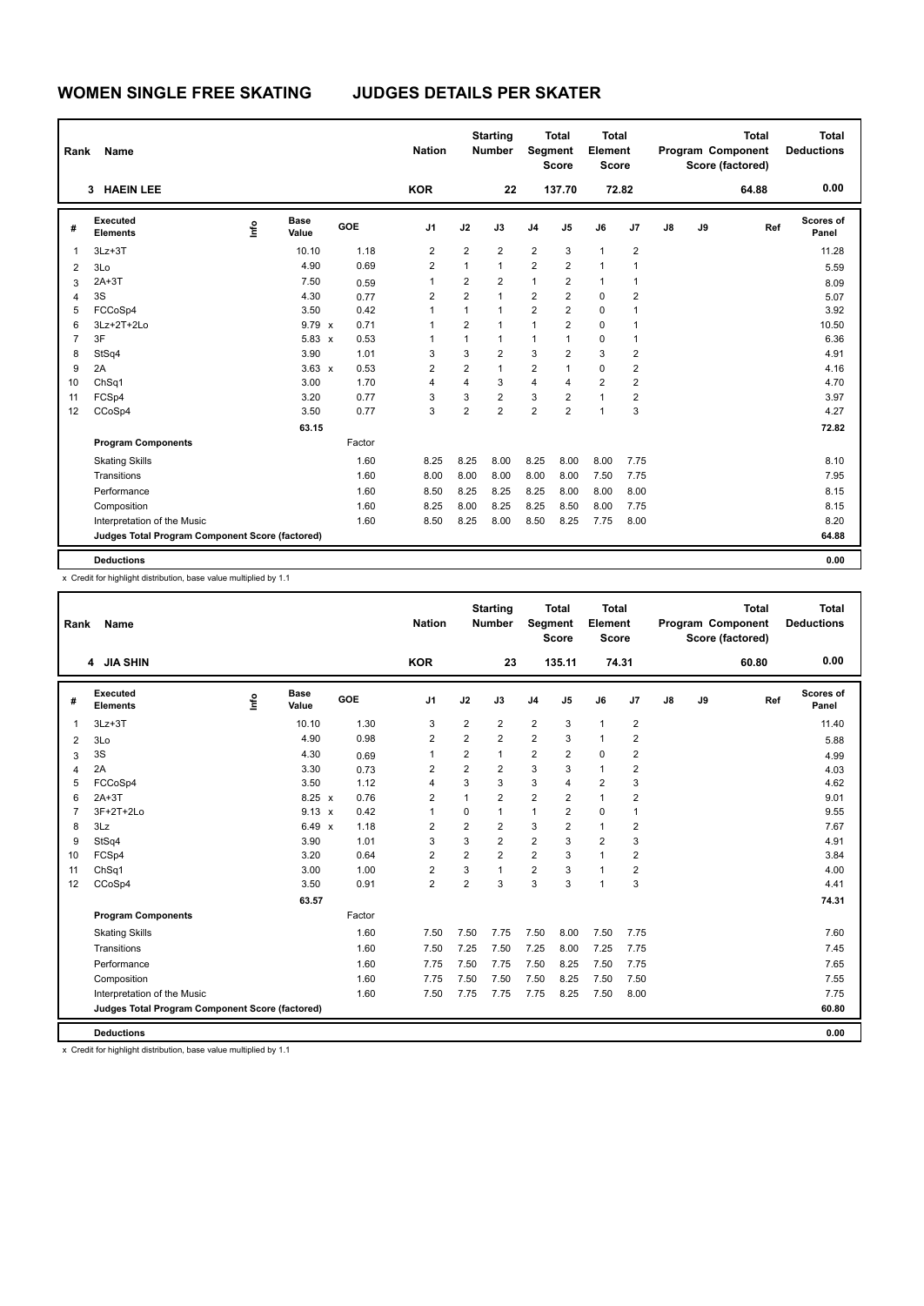# WOMEN SINGLE FREE SKATING JUDGES DETAILS PER SKATER

| Rank | Name | Nation | Starting Number | Total Segment Score | Total Element Score | Total Program Component Score (factored) | Total Deductions |
|---|---|---|---|---|---|---|---|
| 3 | HAEIN LEE | KOR | 22 | 137.70 | 72.82 | 64.88 | 0.00 |

| # | Executed Elements | Info | Base Value | | GOE | J1 | J2 | J3 | J4 | J5 | J6 | J7 | J8 | J9 | Ref | Scores of Panel |
|---|---|---|---|---|---|---|---|---|---|---|---|---|---|---|---|---|
| 1 | 3Lz+3T | | 10.10 | | 1.18 | 2 | 2 | 2 | 2 | 3 | 1 | 2 | | | | 11.28 |
| 2 | 3Lo | | 4.90 | | 0.69 | 2 | 1 | 1 | 2 | 2 | 1 | 1 | | | | 5.59 |
| 3 | 2A+3T | | 7.50 | | 0.59 | 1 | 2 | 2 | 1 | 2 | 1 | 1 | | | | 8.09 |
| 4 | 3S | | 4.30 | | 0.77 | 2 | 2 | 1 | 2 | 2 | 0 | 2 | | | | 5.07 |
| 5 | FCCoSp4 | | 3.50 | | 0.42 | 1 | 1 | 1 | 2 | 2 | 0 | 1 | | | | 3.92 |
| 6 | 3Lz+2T+2Lo | | 9.79 | x | 0.71 | 1 | 2 | 1 | 1 | 2 | 0 | 1 | | | | 10.50 |
| 7 | 3F | | 5.83 | x | 0.53 | 1 | 1 | 1 | 1 | 1 | 0 | 1 | | | | 6.36 |
| 8 | StSq4 | | 3.90 | | 1.01 | 3 | 3 | 2 | 3 | 2 | 3 | 2 | | | | 4.91 |
| 9 | 2A | | 3.63 | x | 0.53 | 2 | 2 | 1 | 2 | 1 | 0 | 2 | | | | 4.16 |
| 10 | ChSq1 | | 3.00 | | 1.70 | 4 | 4 | 3 | 4 | 4 | 2 | 2 | | | | 4.70 |
| 11 | FCSp4 | | 3.20 | | 0.77 | 3 | 3 | 2 | 3 | 2 | 1 | 2 | | | | 3.97 |
| 12 | CCoSp4 | | 3.50 | | 0.77 | 3 | 2 | 2 | 2 | 2 | 1 | 3 | | | | 4.27 |
| | | | 63.15 | | | | | | | | | | | | | 72.82 |
| | **Program Components** | | | | Factor | | | | | | | | | | | |
| | Skating Skills | | | | 1.60 | 8.25 | 8.25 | 8.00 | 8.25 | 8.00 | 8.00 | 7.75 | | | | 8.10 |
| | Transitions | | | | 1.60 | 8.00 | 8.00 | 8.00 | 8.00 | 8.00 | 7.50 | 7.75 | | | | 7.95 |
| | Performance | | | | 1.60 | 8.50 | 8.25 | 8.25 | 8.25 | 8.00 | 8.00 | 8.00 | | | | 8.15 |
| | Composition | | | | 1.60 | 8.25 | 8.00 | 8.25 | 8.25 | 8.50 | 8.00 | 7.75 | | | | 8.15 |
| | Interpretation of the Music | | | | 1.60 | 8.50 | 8.25 | 8.00 | 8.50 | 8.25 | 7.75 | 8.00 | | | | 8.20 |
| | **Judges Total Program Component Score (factored)** | | | | | | | | | | | | | | | 64.88 |
| | **Deductions** | | | | | | | | | | | | | | | 0.00 |

x Credit for highlight distribution, base value multiplied by 1.1

| Rank | Name | Nation | Starting Number | Total Segment Score | Total Element Score | Total Program Component Score (factored) | Total Deductions |
|---|---|---|---|---|---|---|---|
| 4 | JIA SHIN | KOR | 23 | 135.11 | 74.31 | 60.80 | 0.00 |

| # | Executed Elements | Info | Base Value | | GOE | J1 | J2 | J3 | J4 | J5 | J6 | J7 | J8 | J9 | Ref | Scores of Panel |
|---|---|---|---|---|---|---|---|---|---|---|---|---|---|---|---|---|
| 1 | 3Lz+3T | | 10.10 | | 1.30 | 3 | 2 | 2 | 2 | 3 | 1 | 2 | | | | 11.40 |
| 2 | 3Lo | | 4.90 | | 0.98 | 2 | 2 | 2 | 2 | 3 | 1 | 2 | | | | 5.88 |
| 3 | 3S | | 4.30 | | 0.69 | 1 | 2 | 1 | 2 | 2 | 0 | 2 | | | | 4.99 |
| 4 | 2A | | 3.30 | | 0.73 | 2 | 2 | 2 | 3 | 3 | 1 | 2 | | | | 4.03 |
| 5 | FCCoSp4 | | 3.50 | | 1.12 | 4 | 3 | 3 | 3 | 4 | 2 | 3 | | | | 4.62 |
| 6 | 2A+3T | | 8.25 | x | 0.76 | 2 | 1 | 2 | 2 | 2 | 1 | 2 | | | | 9.01 |
| 7 | 3F+2T+2Lo | | 9.13 | x | 0.42 | 1 | 0 | 1 | 1 | 2 | 0 | 1 | | | | 9.55 |
| 8 | 3Lz | | 6.49 | x | 1.18 | 2 | 2 | 2 | 3 | 2 | 1 | 2 | | | | 7.67 |
| 9 | StSq4 | | 3.90 | | 1.01 | 3 | 3 | 2 | 2 | 3 | 2 | 3 | | | | 4.91 |
| 10 | FCSp4 | | 3.20 | | 0.64 | 2 | 2 | 2 | 2 | 3 | 1 | 2 | | | | 3.84 |
| 11 | ChSq1 | | 3.00 | | 1.00 | 2 | 3 | 1 | 2 | 3 | 1 | 2 | | | | 4.00 |
| 12 | CCoSp4 | | 3.50 | | 0.91 | 2 | 2 | 3 | 3 | 3 | 1 | 3 | | | | 4.41 |
| | | | 63.57 | | | | | | | | | | | | | 74.31 |
| | **Program Components** | | | | Factor | | | | | | | | | | | |
| | Skating Skills | | | | 1.60 | 7.50 | 7.50 | 7.75 | 7.50 | 8.00 | 7.50 | 7.75 | | | | 7.60 |
| | Transitions | | | | 1.60 | 7.50 | 7.25 | 7.50 | 7.25 | 8.00 | 7.25 | 7.75 | | | | 7.45 |
| | Performance | | | | 1.60 | 7.75 | 7.50 | 7.75 | 7.50 | 8.25 | 7.50 | 7.75 | | | | 7.65 |
| | Composition | | | | 1.60 | 7.75 | 7.50 | 7.50 | 7.50 | 8.25 | 7.50 | 7.50 | | | | 7.55 |
| | Interpretation of the Music | | | | 1.60 | 7.50 | 7.75 | 7.75 | 7.75 | 8.25 | 7.50 | 8.00 | | | | 7.75 |
| | **Judges Total Program Component Score (factored)** | | | | | | | | | | | | | | | 60.80 |
| | **Deductions** | | | | | | | | | | | | | | | 0.00 |

x Credit for highlight distribution, base value multiplied by 1.1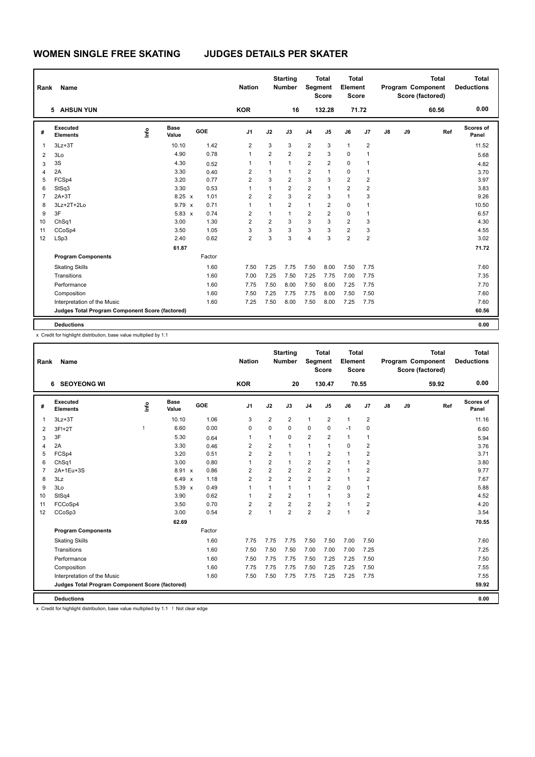# WOMEN SINGLE FREE SKATING JUDGES DETAILS PER SKATER

| Rank | Name | Nation | Starting Number | Total Segment Score | Total Element Score | Total Program Component Score (factored) | Total Deductions |
|---|---|---|---|---|---|---|---|
| 5 | AHSUN YUN | KOR | 16 | 132.28 | 71.72 | 60.56 | 0.00 |

| # | Executed Elements | Info | Base Value | | GOE | J1 | J2 | J3 | J4 | J5 | J6 | J7 | J8 | J9 | Ref | Scores of Panel |
|---|---|---|---|---|---|---|---|---|---|---|---|---|---|---|---|---|
| 1 | 3Lz+3T | | 10.10 | | 1.42 | 2 | 3 | 3 | 2 | 3 | 1 | 2 | | | | 11.52 |
| 2 | 3Lo | | 4.90 | | 0.78 | 1 | 2 | 2 | 2 | 3 | 0 | 1 | | | | 5.68 |
| 3 | 3S | | 4.30 | | 0.52 | 1 | 1 | 1 | 2 | 2 | 0 | 1 | | | | 4.82 |
| 4 | 2A | | 3.30 | | 0.40 | 2 | 1 | 1 | 2 | 1 | 0 | 1 | | | | 3.70 |
| 5 | FCSp4 | | 3.20 | | 0.77 | 2 | 3 | 2 | 3 | 3 | 2 | 2 | | | | 3.97 |
| 6 | StSq3 | | 3.30 | | 0.53 | 1 | 1 | 2 | 2 | 1 | 2 | 2 | | | | 3.83 |
| 7 | 2A+3T | | 8.25 | x | 1.01 | 2 | 2 | 3 | 2 | 3 | 1 | 3 | | | | 9.26 |
| 8 | 3Lz+2T+2Lo | | 9.79 | x | 0.71 | 1 | 1 | 2 | 1 | 2 | 0 | 1 | | | | 10.50 |
| 9 | 3F | | 5.83 | x | 0.74 | 2 | 1 | 1 | 2 | 2 | 0 | 1 | | | | 6.57 |
| 10 | ChSq1 | | 3.00 | | 1.30 | 2 | 2 | 3 | 3 | 3 | 2 | 3 | | | | 4.30 |
| 11 | CCoSp4 | | 3.50 | | 1.05 | 3 | 3 | 3 | 3 | 3 | 2 | 3 | | | | 4.55 |
| 12 | LSp3 | | 2.40 | | 0.62 | 2 | 3 | 3 | 4 | 3 | 2 | 2 | | | | 3.02 |
| | | | 61.87 | | | | | | | | | | | | | 71.72 |
| | **Program Components** | | | | Factor | | | | | | | | | | | |
| | Skating Skills | | | | 1.60 | 7.50 | 7.25 | 7.75 | 7.50 | 8.00 | 7.50 | 7.75 | | | | 7.60 |
| | Transitions | | | | 1.60 | 7.00 | 7.25 | 7.50 | 7.25 | 7.75 | 7.00 | 7.75 | | | | 7.35 |
| | Performance | | | | 1.60 | 7.75 | 7.50 | 8.00 | 7.50 | 8.00 | 7.25 | 7.75 | | | | 7.70 |
| | Composition | | | | 1.60 | 7.50 | 7.25 | 7.75 | 7.75 | 8.00 | 7.50 | 7.50 | | | | 7.60 |
| | Interpretation of the Music | | | | 1.60 | 7.25 | 7.50 | 8.00 | 7.50 | 8.00 | 7.25 | 7.75 | | | | 7.60 |
| | **Judges Total Program Component Score (factored)** | | | | | | | | | | | | | | | 60.56 |
| | **Deductions** | | | | | | | | | | | | | | | 0.00 |

x Credit for highlight distribution, base value multiplied by 1.1

| Rank | Name | Nation | Starting Number | Total Segment Score | Total Element Score | Total Program Component Score (factored) | Total Deductions |
|---|---|---|---|---|---|---|---|
| 6 | SEOYEONG WI | KOR | 20 | 130.47 | 70.55 | 59.92 | 0.00 |

| # | Executed Elements | Info | Base Value | | GOE | J1 | J2 | J3 | J4 | J5 | J6 | J7 | J8 | J9 | Ref | Scores of Panel |
|---|---|---|---|---|---|---|---|---|---|---|---|---|---|---|---|---|
| 1 | 3Lz+3T | | 10.10 | | 1.06 | 3 | 2 | 2 | 1 | 2 | 1 | 2 | | | | 11.16 |
| 2 | 3F!+2T | ! | 6.60 | | 0.00 | 0 | 0 | 0 | 0 | 0 | -1 | 0 | | | | 6.60 |
| 3 | 3F | | 5.30 | | 0.64 | 1 | 1 | 0 | 2 | 2 | 1 | 1 | | | | 5.94 |
| 4 | 2A | | 3.30 | | 0.46 | 2 | 2 | 1 | 1 | 1 | 0 | 2 | | | | 3.76 |
| 5 | FCSp4 | | 3.20 | | 0.51 | 2 | 2 | 1 | 1 | 2 | 1 | 2 | | | | 3.71 |
| 6 | ChSq1 | | 3.00 | | 0.80 | 1 | 2 | 1 | 2 | 2 | 1 | 2 | | | | 3.80 |
| 7 | 2A+1Eu+3S | | 8.91 | x | 0.86 | 2 | 2 | 2 | 2 | 2 | 1 | 2 | | | | 9.77 |
| 8 | 3Lz | | 6.49 | x | 1.18 | 2 | 2 | 2 | 2 | 2 | 1 | 2 | | | | 7.67 |
| 9 | 3Lo | | 5.39 | x | 0.49 | 1 | 1 | 1 | 1 | 2 | 0 | 1 | | | | 5.88 |
| 10 | StSq4 | | 3.90 | | 0.62 | 1 | 2 | 2 | 1 | 1 | 3 | 2 | | | | 4.52 |
| 11 | FCCoSp4 | | 3.50 | | 0.70 | 2 | 2 | 2 | 2 | 2 | 1 | 2 | | | | 4.20 |
| 12 | CCoSp3 | | 3.00 | | 0.54 | 2 | 1 | 2 | 2 | 2 | 1 | 2 | | | | 3.54 |
| | | | 62.69 | | | | | | | | | | | | | 70.55 |
| | **Program Components** | | | | Factor | | | | | | | | | | | |
| | Skating Skills | | | | 1.60 | 7.75 | 7.75 | 7.75 | 7.50 | 7.50 | 7.00 | 7.50 | | | | 7.60 |
| | Transitions | | | | 1.60 | 7.50 | 7.50 | 7.50 | 7.00 | 7.00 | 7.00 | 7.25 | | | | 7.25 |
| | Performance | | | | 1.60 | 7.50 | 7.75 | 7.75 | 7.50 | 7.25 | 7.25 | 7.50 | | | | 7.50 |
| | Composition | | | | 1.60 | 7.75 | 7.75 | 7.75 | 7.50 | 7.25 | 7.25 | 7.50 | | | | 7.55 |
| | Interpretation of the Music | | | | 1.60 | 7.50 | 7.50 | 7.75 | 7.75 | 7.25 | 7.25 | 7.75 | | | | 7.55 |
| | **Judges Total Program Component Score (factored)** | | | | | | | | | | | | | | | 59.92 |
| | **Deductions** | | | | | | | | | | | | | | | 0.00 |

x Credit for highlight distribution, base value multiplied by 1.1 ! Not clear edge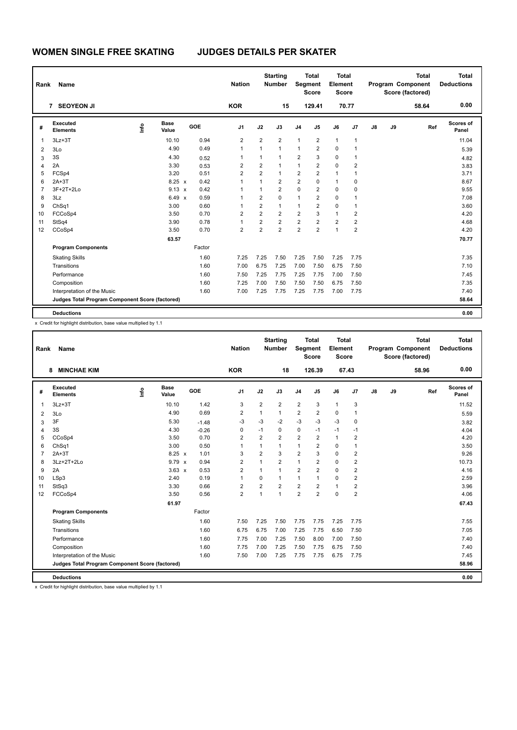# WOMEN SINGLE FREE SKATING JUDGES DETAILS PER SKATER

| Rank | Name | Nation | Starting Number | Total Segment Score | Total Element Score | Total Program Component Score (factored) | Total Deductions |
|---|---|---|---|---|---|---|---|
| 7 | SEOYEON JI | KOR | 15 | 129.41 | 70.77 | 58.64 | 0.00 |

| # | Executed Elements | Info | Base Value | | GOE | J1 | J2 | J3 | J4 | J5 | J6 | J7 | J8 | J9 | Ref | Scores of Panel |
|---|---|---|---|---|---|---|---|---|---|---|---|---|---|---|---|---|
| 1 | 3Lz+3T | | 10.10 | | 0.94 | 2 | 2 | 2 | 1 | 2 | 1 | 1 | | | | 11.04 |
| 2 | 3Lo | | 4.90 | | 0.49 | 1 | 1 | 1 | 1 | 2 | 0 | 1 | | | | 5.39 |
| 3 | 3S | | 4.30 | | 0.52 | 1 | 1 | 1 | 2 | 3 | 0 | 1 | | | | 4.82 |
| 4 | 2A | | 3.30 | | 0.53 | 2 | 2 | 1 | 1 | 2 | 0 | 2 | | | | 3.83 |
| 5 | FCSp4 | | 3.20 | | 0.51 | 2 | 2 | 1 | 2 | 2 | 1 | 1 | | | | 3.71 |
| 6 | 2A+3T | | 8.25 | x | 0.42 | 1 | 1 | 2 | 2 | 0 | 1 | 0 | | | | 8.67 |
| 7 | 3F+2T+2Lo | | 9.13 | x | 0.42 | 1 | 1 | 2 | 0 | 2 | 0 | 0 | | | | 9.55 |
| 8 | 3Lz | | 6.49 | x | 0.59 | 1 | 2 | 0 | 1 | 2 | 0 | 1 | | | | 7.08 |
| 9 | ChSq1 | | 3.00 | | 0.60 | 1 | 2 | 1 | 1 | 2 | 0 | 1 | | | | 3.60 |
| 10 | FCCoSp4 | | 3.50 | | 0.70 | 2 | 2 | 2 | 2 | 3 | 1 | 2 | | | | 4.20 |
| 11 | StSq4 | | 3.90 | | 0.78 | 1 | 2 | 2 | 2 | 2 | 2 | 2 | | | | 4.68 |
| 12 | CCoSp4 | | 3.50 | | 0.70 | 2 | 2 | 2 | 2 | 2 | 1 | 2 | | | | 4.20 |
| | | | 63.57 | | | | | | | | | | | | | 70.77 |
| | **Program Components** | | | | Factor | | | | | | | | | | | |
| | Skating Skills | | | | 1.60 | 7.25 | 7.25 | 7.50 | 7.25 | 7.50 | 7.25 | 7.75 | | | | 7.35 |
| | Transitions | | | | 1.60 | 7.00 | 6.75 | 7.25 | 7.00 | 7.50 | 6.75 | 7.50 | | | | 7.10 |
| | Performance | | | | 1.60 | 7.50 | 7.25 | 7.75 | 7.25 | 7.75 | 7.00 | 7.50 | | | | 7.45 |
| | Composition | | | | 1.60 | 7.25 | 7.00 | 7.50 | 7.50 | 7.50 | 6.75 | 7.50 | | | | 7.35 |
| | Interpretation of the Music | | | | 1.60 | 7.00 | 7.25 | 7.75 | 7.25 | 7.75 | 7.00 | 7.75 | | | | 7.40 |
| | **Judges Total Program Component Score (factored)** | | | | | | | | | | | | | | | 58.64 |
| | **Deductions** | | | | | | | | | | | | | | | 0.00 |

x Credit for highlight distribution, base value multiplied by 1.1

| Rank | Name | Nation | Starting Number | Total Segment Score | Total Element Score | Total Program Component Score (factored) | Total Deductions |
|---|---|---|---|---|---|---|---|
| 8 | MINCHAE KIM | KOR | 18 | 126.39 | 67.43 | 58.96 | 0.00 |

| # | Executed Elements | Info | Base Value | | GOE | J1 | J2 | J3 | J4 | J5 | J6 | J7 | J8 | J9 | Ref | Scores of Panel |
|---|---|---|---|---|---|---|---|---|---|---|---|---|---|---|---|---|
| 1 | 3Lz+3T | | 10.10 | | 1.42 | 3 | 2 | 2 | 2 | 3 | 1 | 3 | | | | 11.52 |
| 2 | 3Lo | | 4.90 | | 0.69 | 2 | 1 | 1 | 2 | 2 | 0 | 1 | | | | 5.59 |
| 3 | 3F | | 5.30 | | -1.48 | -3 | -3 | -2 | -3 | -3 | -3 | 0 | | | | 3.82 |
| 4 | 3S | | 4.30 | | -0.26 | 0 | -1 | 0 | 0 | -1 | -1 | -1 | | | | 4.04 |
| 5 | CCoSp4 | | 3.50 | | 0.70 | 2 | 2 | 2 | 2 | 2 | 1 | 2 | | | | 4.20 |
| 6 | ChSq1 | | 3.00 | | 0.50 | 1 | 1 | 1 | 1 | 2 | 0 | 1 | | | | 3.50 |
| 7 | 2A+3T | | 8.25 | x | 1.01 | 3 | 2 | 3 | 2 | 3 | 0 | 2 | | | | 9.26 |
| 8 | 3Lz+2T+2Lo | | 9.79 | x | 0.94 | 2 | 1 | 2 | 1 | 2 | 0 | 2 | | | | 10.73 |
| 9 | 2A | | 3.63 | x | 0.53 | 2 | 1 | 1 | 2 | 2 | 0 | 2 | | | | 4.16 |
| 10 | LSp3 | | 2.40 | | 0.19 | 1 | 0 | 1 | 1 | 1 | 0 | 2 | | | | 2.59 |
| 11 | StSq3 | | 3.30 | | 0.66 | 2 | 2 | 2 | 2 | 2 | 1 | 2 | | | | 3.96 |
| 12 | FCCoSp4 | | 3.50 | | 0.56 | 2 | 1 | 1 | 2 | 2 | 0 | 2 | | | | 4.06 |
| | | | 61.97 | | | | | | | | | | | | | 67.43 |
| | **Program Components** | | | | Factor | | | | | | | | | | | |
| | Skating Skills | | | | 1.60 | 7.50 | 7.25 | 7.50 | 7.75 | 7.75 | 7.25 | 7.75 | | | | 7.55 |
| | Transitions | | | | 1.60 | 6.75 | 6.75 | 7.00 | 7.25 | 7.75 | 6.50 | 7.50 | | | | 7.05 |
| | Performance | | | | 1.60 | 7.75 | 7.00 | 7.25 | 7.50 | 8.00 | 7.00 | 7.50 | | | | 7.40 |
| | Composition | | | | 1.60 | 7.75 | 7.00 | 7.25 | 7.50 | 7.75 | 6.75 | 7.50 | | | | 7.40 |
| | Interpretation of the Music | | | | 1.60 | 7.50 | 7.00 | 7.25 | 7.75 | 7.75 | 6.75 | 7.75 | | | | 7.45 |
| | **Judges Total Program Component Score (factored)** | | | | | | | | | | | | | | | 58.96 |
| | **Deductions** | | | | | | | | | | | | | | | 0.00 |

x Credit for highlight distribution, base value multiplied by 1.1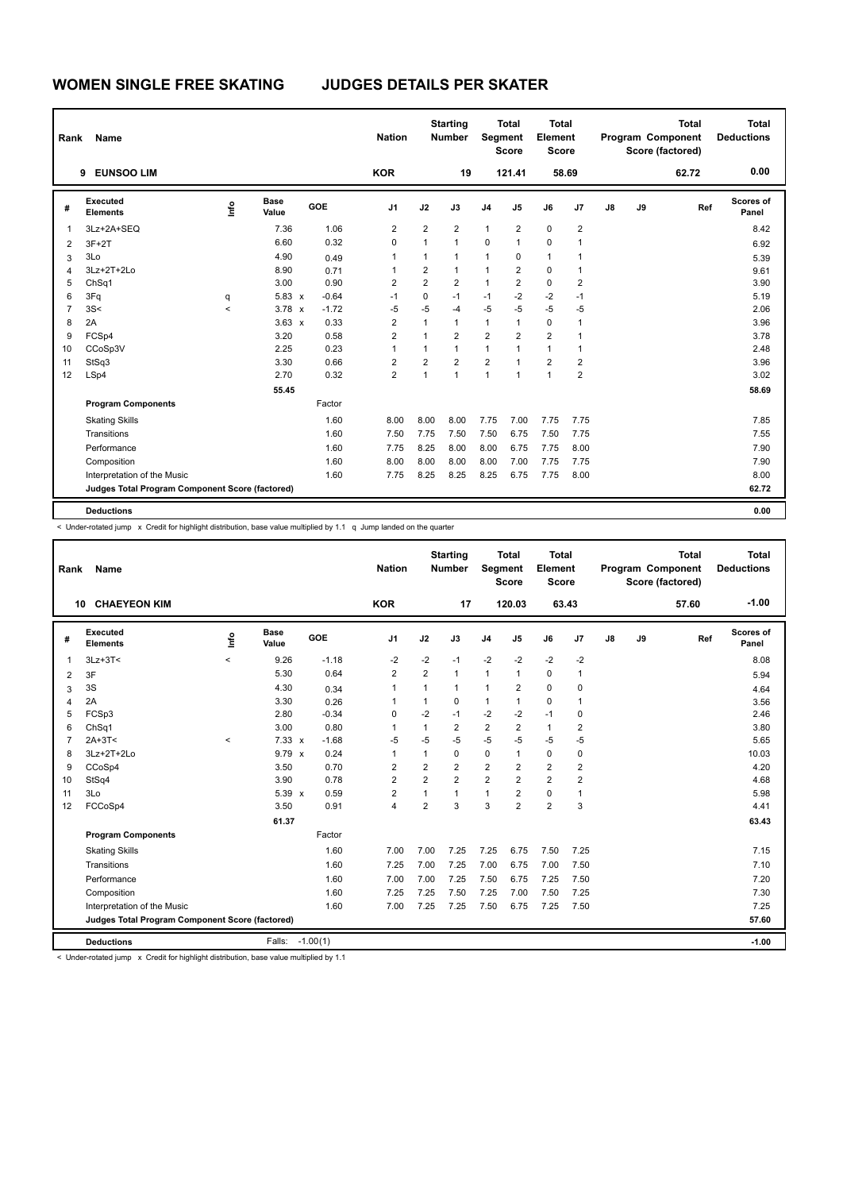# WOMEN SINGLE FREE SKATING JUDGES DETAILS PER SKATER

| Rank | Name | Nation | Starting Number | Total Segment Score | Total Element Score | Total Program Component Score (factored) | Total Deductions |
|---|---|---|---|---|---|---|---|
| 9 | EUNSOO LIM | KOR | 19 | 121.41 | 58.69 | 62.72 | 0.00 |

| # | Executed Elements | Info | Base Value | | GOE | J1 | J2 | J3 | J4 | J5 | J6 | J7 | J8 | J9 | Ref | Scores of Panel |
|---|---|---|---|---|---|---|---|---|---|---|---|---|---|---|---|---|
| 1 | 3Lz+2A+SEQ | | 7.36 | | 1.06 | 2 | 2 | 2 | 1 | 2 | 0 | 2 | | | | 8.42 |
| 2 | 3F+2T | | 6.60 | | 0.32 | 0 | 1 | 1 | 0 | 1 | 0 | 1 | | | | 6.92 |
| 3 | 3Lo | | 4.90 | | 0.49 | 1 | 1 | 1 | 1 | 0 | 1 | 1 | | | | 5.39 |
| 4 | 3Lz+2T+2Lo | | 8.90 | | 0.71 | 1 | 2 | 1 | 1 | 2 | 0 | 1 | | | | 9.61 |
| 5 | ChSq1 | | 3.00 | | 0.90 | 2 | 2 | 2 | 1 | 2 | 0 | 2 | | | | 3.90 |
| 6 | 3Fq | q | 5.83 | x | -0.64 | -1 | 0 | -1 | -1 | -2 | -2 | -1 | | | | 5.19 |
| 7 | 3S< | < | 3.78 | x | -1.72 | -5 | -5 | -4 | -5 | -5 | -5 | -5 | | | | 2.06 |
| 8 | 2A | | 3.63 | x | 0.33 | 2 | 1 | 1 | 1 | 1 | 0 | 1 | | | | 3.96 |
| 9 | FCSp4 | | 3.20 | | 0.58 | 2 | 1 | 2 | 2 | 2 | 2 | 1 | | | | 3.78 |
| 10 | CCoSp3V | | 2.25 | | 0.23 | 1 | 1 | 1 | 1 | 1 | 1 | 1 | | | | 2.48 |
| 11 | StSq3 | | 3.30 | | 0.66 | 2 | 2 | 2 | 2 | 1 | 2 | 2 | | | | 3.96 |
| 12 | LSp4 | | 2.70 | | 0.32 | 2 | 1 | 1 | 1 | 1 | 1 | 2 | | | | 3.02 |
| | | | 55.45 | | | | | | | | | | | | | 58.69 |
| | **Program Components** | | | | Factor | | | | | | | | | | | |
| | Skating Skills | | | | 1.60 | 8.00 | 8.00 | 8.00 | 7.75 | 7.00 | 7.75 | 7.75 | | | | 7.85 |
| | Transitions | | | | 1.60 | 7.50 | 7.75 | 7.50 | 7.50 | 6.75 | 7.50 | 7.75 | | | | 7.55 |
| | Performance | | | | 1.60 | 7.75 | 8.25 | 8.00 | 8.00 | 6.75 | 7.75 | 8.00 | | | | 7.90 |
| | Composition | | | | 1.60 | 8.00 | 8.00 | 8.00 | 8.00 | 7.00 | 7.75 | 7.75 | | | | 7.90 |
| | Interpretation of the Music | | | | 1.60 | 7.75 | 8.25 | 8.25 | 8.25 | 6.75 | 7.75 | 8.00 | | | | 8.00 |
| | **Judges Total Program Component Score (factored)** | | | | | | | | | | | | | | | 62.72 |
| | **Deductions** | | | | | | | | | | | | | | | 0.00 |

< Under-rotated jump x Credit for highlight distribution, base value multiplied by 1.1 q Jump landed on the quarter

| Rank | Name | Nation | Starting Number | Total Segment Score | Total Element Score | Total Program Component Score (factored) | Total Deductions |
|---|---|---|---|---|---|---|---|
| 10 | CHAEYEON KIM | KOR | 17 | 120.03 | 63.43 | 57.60 | -1.00 |

| # | Executed Elements | Info | Base Value | | GOE | J1 | J2 | J3 | J4 | J5 | J6 | J7 | J8 | J9 | Ref | Scores of Panel |
|---|---|---|---|---|---|---|---|---|---|---|---|---|---|---|---|---|
| 1 | 3Lz+3T< | < | 9.26 | | -1.18 | -2 | -2 | -1 | -2 | -2 | -2 | -2 | | | | 8.08 |
| 2 | 3F | | 5.30 | | 0.64 | 2 | 2 | 1 | 1 | 1 | 0 | 1 | | | | 5.94 |
| 3 | 3S | | 4.30 | | 0.34 | 1 | 1 | 1 | 1 | 2 | 0 | 0 | | | | 4.64 |
| 4 | 2A | | 3.30 | | 0.26 | 1 | 1 | 0 | 1 | 1 | 0 | 1 | | | | 3.56 |
| 5 | FCSp3 | | 2.80 | | -0.34 | 0 | -2 | -1 | -2 | -2 | -1 | 0 | | | | 2.46 |
| 6 | ChSq1 | | 3.00 | | 0.80 | 1 | 1 | 2 | 2 | 2 | 1 | 2 | | | | 3.80 |
| 7 | 2A+3T< | < | 7.33 | x | -1.68 | -5 | -5 | -5 | -5 | -5 | -5 | -5 | | | | 5.65 |
| 8 | 3Lz+2T+2Lo | | 9.79 | x | 0.24 | 1 | 1 | 0 | 0 | 1 | 0 | 0 | | | | 10.03 |
| 9 | CCoSp4 | | 3.50 | | 0.70 | 2 | 2 | 2 | 2 | 2 | 2 | 2 | | | | 4.20 |
| 10 | StSq4 | | 3.90 | | 0.78 | 2 | 2 | 2 | 2 | 2 | 2 | 2 | | | | 4.68 |
| 11 | 3Lo | | 5.39 | x | 0.59 | 2 | 1 | 1 | 1 | 2 | 0 | 1 | | | | 5.98 |
| 12 | FCCoSp4 | | 3.50 | | 0.91 | 4 | 2 | 3 | 3 | 2 | 2 | 3 | | | | 4.41 |
| | | | 61.37 | | | | | | | | | | | | | 63.43 |
| | **Program Components** | | | | Factor | | | | | | | | | | | |
| | Skating Skills | | | | 1.60 | 7.00 | 7.00 | 7.25 | 7.25 | 6.75 | 7.50 | 7.25 | | | | 7.15 |
| | Transitions | | | | 1.60 | 7.25 | 7.00 | 7.25 | 7.00 | 6.75 | 7.00 | 7.50 | | | | 7.10 |
| | Performance | | | | 1.60 | 7.00 | 7.00 | 7.25 | 7.50 | 6.75 | 7.25 | 7.50 | | | | 7.20 |
| | Composition | | | | 1.60 | 7.25 | 7.25 | 7.50 | 7.25 | 7.00 | 7.50 | 7.25 | | | | 7.30 |
| | Interpretation of the Music | | | | 1.60 | 7.00 | 7.25 | 7.25 | 7.50 | 6.75 | 7.25 | 7.50 | | | | 7.25 |
| | **Judges Total Program Component Score (factored)** | | | | | | | | | | | | | | | 57.60 |
| | **Deductions** | | Falls: | | -1.00(1) | | | | | | | | | | | -1.00 |

< Under-rotated jump x Credit for highlight distribution, base value multiplied by 1.1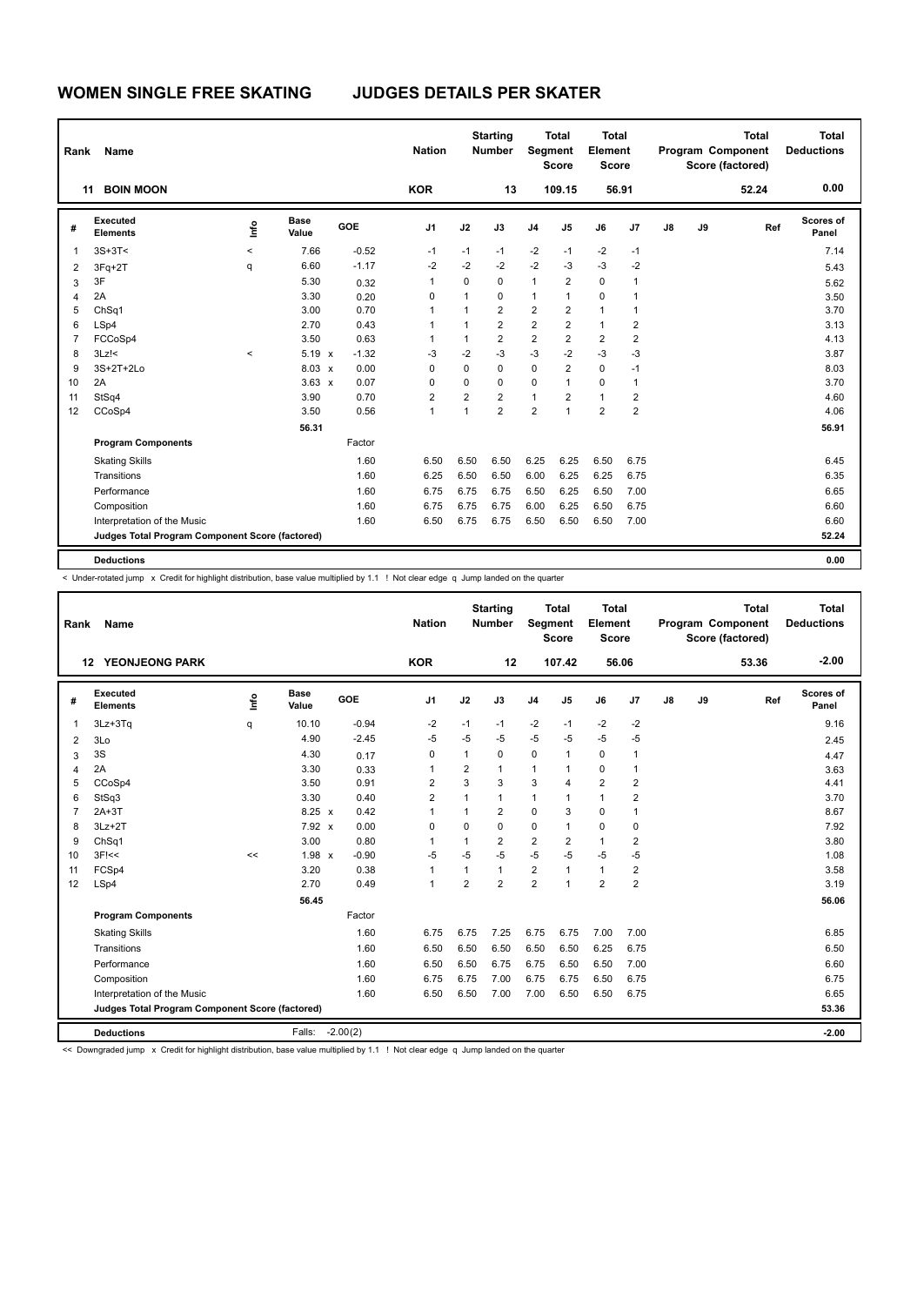# WOMEN SINGLE FREE SKATING JUDGES DETAILS PER SKATER

| Rank | Name | Nation | Starting Number | Total Segment Score | Total Element Score | Total Program Component Score (factored) | Total Deductions |
|---|---|---|---|---|---|---|---|
| 11 | BOIN MOON | KOR | 13 | 109.15 | 56.91 | 52.24 | 0.00 |

| # | Executed Elements | Info | Base Value | | GOE | J1 | J2 | J3 | J4 | J5 | J6 | J7 | J8 | J9 | Ref | Scores of Panel |
|---|---|---|---|---|---|---|---|---|---|---|---|---|---|---|---|---|
| 1 | 3S+3T< | < | 7.66 | | -0.52 | -1 | -1 | -1 | -2 | -1 | -2 | -1 | | | | 7.14 |
| 2 | 3Fq+2T | q | 6.60 | | -1.17 | -2 | -2 | -2 | -2 | -3 | -3 | -2 | | | | 5.43 |
| 3 | 3F | | 5.30 | | 0.32 | 1 | 0 | 0 | 1 | 2 | 0 | 1 | | | | 5.62 |
| 4 | 2A | | 3.30 | | 0.20 | 0 | 1 | 0 | 1 | 1 | 0 | 1 | | | | 3.50 |
| 5 | ChSq1 | | 3.00 | | 0.70 | 1 | 1 | 2 | 2 | 2 | 1 | 1 | | | | 3.70 |
| 6 | LSp4 | | 2.70 | | 0.43 | 1 | 1 | 2 | 2 | 2 | 1 | 2 | | | | 3.13 |
| 7 | FCCoSp4 | | 3.50 | | 0.63 | 1 | 1 | 2 | 2 | 2 | 2 | 2 | | | | 4.13 |
| 8 | 3Lz!< | < | 5.19 | x | -1.32 | -3 | -2 | -3 | -3 | -2 | -3 | -3 | | | | 3.87 |
| 9 | 3S+2T+2Lo | | 8.03 | x | 0.00 | 0 | 0 | 0 | 0 | 2 | 0 | -1 | | | | 8.03 |
| 10 | 2A | | 3.63 | x | 0.07 | 0 | 0 | 0 | 0 | 1 | 0 | 1 | | | | 3.70 |
| 11 | StSq4 | | 3.90 | | 0.70 | 2 | 2 | 2 | 1 | 2 | 1 | 2 | | | | 4.60 |
| 12 | CCoSp4 | | 3.50 | | 0.56 | 1 | 1 | 2 | 2 | 1 | 2 | 2 | | | | 4.06 |
| | | | 56.31 | | | | | | | | | | | | | 56.91 |
| | **Program Components** | | | | Factor | | | | | | | | | | | |
| | Skating Skills | | | | 1.60 | 6.50 | 6.50 | 6.50 | 6.25 | 6.25 | 6.50 | 6.75 | | | | 6.45 |
| | Transitions | | | | 1.60 | 6.25 | 6.50 | 6.50 | 6.00 | 6.25 | 6.25 | 6.75 | | | | 6.35 |
| | Performance | | | | 1.60 | 6.75 | 6.75 | 6.75 | 6.50 | 6.25 | 6.50 | 7.00 | | | | 6.65 |
| | Composition | | | | 1.60 | 6.75 | 6.75 | 6.75 | 6.00 | 6.25 | 6.50 | 6.75 | | | | 6.60 |
| | Interpretation of the Music | | | | 1.60 | 6.50 | 6.75 | 6.75 | 6.50 | 6.50 | 6.50 | 7.00 | | | | 6.60 |
| | **Judges Total Program Component Score (factored)** | | | | | | | | | | | | | | | 52.24 |
| | **Deductions** | | | | | | | | | | | | | | | 0.00 |

< Under-rotated jump x Credit for highlight distribution, base value multiplied by 1.1 ! Not clear edge q Jump landed on the quarter

| Rank | Name | Nation | Starting Number | Total Segment Score | Total Element Score | Total Program Component Score (factored) | Total Deductions |
|---|---|---|---|---|---|---|---|
| 12 | YEONJEONG PARK | KOR | 12 | 107.42 | 56.06 | 53.36 | -2.00 |

| # | Executed Elements | Info | Base Value | | GOE | J1 | J2 | J3 | J4 | J5 | J6 | J7 | J8 | J9 | Ref | Scores of Panel |
|---|---|---|---|---|---|---|---|---|---|---|---|---|---|---|---|---|
| 1 | 3Lz+3Tq | q | 10.10 | | -0.94 | -2 | -1 | -1 | -2 | -1 | -2 | -2 | | | | 9.16 |
| 2 | 3Lo | | 4.90 | | -2.45 | -5 | -5 | -5 | -5 | -5 | -5 | -5 | | | | 2.45 |
| 3 | 3S | | 4.30 | | 0.17 | 0 | 1 | 0 | 0 | 1 | 0 | 1 | | | | 4.47 |
| 4 | 2A | | 3.30 | | 0.33 | 1 | 2 | 1 | 1 | 1 | 0 | 1 | | | | 3.63 |
| 5 | CCoSp4 | | 3.50 | | 0.91 | 2 | 3 | 3 | 3 | 4 | 2 | 2 | | | | 4.41 |
| 6 | StSq3 | | 3.30 | | 0.40 | 2 | 1 | 1 | 1 | 1 | 1 | 2 | | | | 3.70 |
| 7 | 2A+3T | | 8.25 | x | 0.42 | 1 | 1 | 2 | 0 | 3 | 0 | 1 | | | | 8.67 |
| 8 | 3Lz+2T | | 7.92 | x | 0.00 | 0 | 0 | 0 | 0 | 1 | 0 | 0 | | | | 7.92 |
| 9 | ChSq1 | | 3.00 | | 0.80 | 1 | 1 | 2 | 2 | 2 | 1 | 2 | | | | 3.80 |
| 10 | 3F!<< | << | 1.98 | x | -0.90 | -5 | -5 | -5 | -5 | -5 | -5 | -5 | | | | 1.08 |
| 11 | FCSp4 | | 3.20 | | 0.38 | 1 | 1 | 1 | 2 | 1 | 1 | 2 | | | | 3.58 |
| 12 | LSp4 | | 2.70 | | 0.49 | 1 | 2 | 2 | 2 | 1 | 2 | 2 | | | | 3.19 |
| | | | 56.45 | | | | | | | | | | | | | 56.06 |
| | **Program Components** | | | | Factor | | | | | | | | | | | |
| | Skating Skills | | | | 1.60 | 6.75 | 6.75 | 7.25 | 6.75 | 6.75 | 7.00 | 7.00 | | | | 6.85 |
| | Transitions | | | | 1.60 | 6.50 | 6.50 | 6.50 | 6.50 | 6.50 | 6.25 | 6.75 | | | | 6.50 |
| | Performance | | | | 1.60 | 6.50 | 6.50 | 6.75 | 6.75 | 6.50 | 6.50 | 7.00 | | | | 6.60 |
| | Composition | | | | 1.60 | 6.75 | 6.75 | 7.00 | 6.75 | 6.75 | 6.50 | 6.75 | | | | 6.75 |
| | Interpretation of the Music | | | | 1.60 | 6.50 | 6.50 | 7.00 | 7.00 | 6.50 | 6.50 | 6.75 | | | | 6.65 |
| | **Judges Total Program Component Score (factored)** | | | | | | | | | | | | | | | 53.36 |
| | **Deductions** | | Falls: | -2.00(2) | | | | | | | | | | | | -2.00 |

<< Downgraded jump x Credit for highlight distribution, base value multiplied by 1.1 ! Not clear edge q Jump landed on the quarter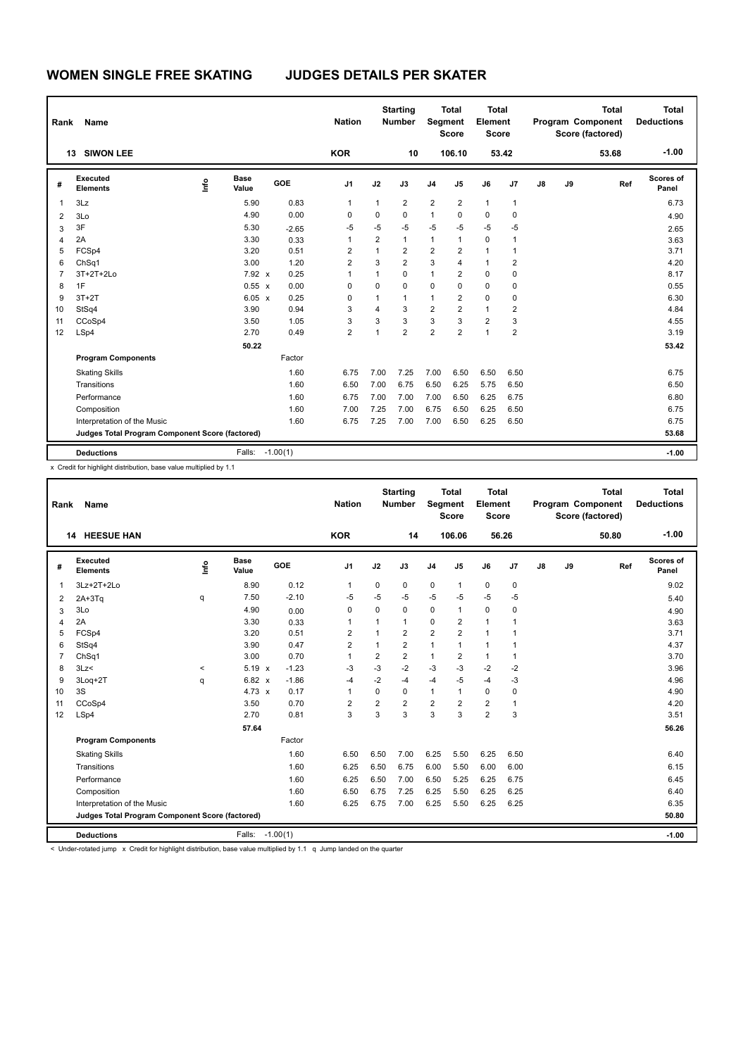# WOMEN SINGLE FREE SKATING JUDGES DETAILS PER SKATER

| Rank | Name | Nation | Starting Number | Total Segment Score | Total Element Score | Total Program Component Score (factored) | Total Deductions |
|---|---|---|---|---|---|---|---|
| 13 | SIWON LEE | KOR | 10 | 106.10 | 53.42 | 53.68 | -1.00 |

| # | Executed Elements | Info | Base Value | | GOE | J1 | J2 | J3 | J4 | J5 | J6 | J7 | J8 | J9 | Ref | Scores of Panel |
|---|---|---|---|---|---|---|---|---|---|---|---|---|---|---|---|---|
| 1 | 3Lz | | 5.90 | | 0.83 | 1 | 1 | 2 | 2 | 2 | 1 | 1 | | | | 6.73 |
| 2 | 3Lo | | 4.90 | | 0.00 | 0 | 0 | 0 | 1 | 0 | 0 | 0 | | | | 4.90 |
| 3 | 3F | | 5.30 | | -2.65 | -5 | -5 | -5 | -5 | -5 | -5 | -5 | | | | 2.65 |
| 4 | 2A | | 3.30 | | 0.33 | 1 | 2 | 1 | 1 | 1 | 0 | 1 | | | | 3.63 |
| 5 | FCSp4 | | 3.20 | | 0.51 | 2 | 1 | 2 | 2 | 2 | 1 | 1 | | | | 3.71 |
| 6 | ChSq1 | | 3.00 | | 1.20 | 2 | 3 | 2 | 3 | 4 | 1 | 2 | | | | 4.20 |
| 7 | 3T+2T+2Lo | | 7.92 | x | 0.25 | 1 | 1 | 0 | 1 | 2 | 0 | 0 | | | | 8.17 |
| 8 | 1F | | 0.55 | x | 0.00 | 0 | 0 | 0 | 0 | 0 | 0 | 0 | | | | 0.55 |
| 9 | 3T+2T | | 6.05 | x | 0.25 | 0 | 1 | 1 | 1 | 2 | 0 | 0 | | | | 6.30 |
| 10 | StSq4 | | 3.90 | | 0.94 | 3 | 4 | 3 | 2 | 2 | 1 | 2 | | | | 4.84 |
| 11 | CCoSp4 | | 3.50 | | 1.05 | 3 | 3 | 3 | 3 | 3 | 2 | 3 | | | | 4.55 |
| 12 | LSp4 | | 2.70 | | 0.49 | 2 | 1 | 2 | 2 | 2 | 1 | 2 | | | | 3.19 |
| | | | 50.22 | | | | | | | | | | | | | 53.42 |
| | **Program Components** | | | | Factor | | | | | | | | | | | |
| | Skating Skills | | | | 1.60 | 6.75 | 7.00 | 7.25 | 7.00 | 6.50 | 6.50 | 6.50 | | | | 6.75 |
| | Transitions | | | | 1.60 | 6.50 | 7.00 | 6.75 | 6.50 | 6.25 | 5.75 | 6.50 | | | | 6.50 |
| | Performance | | | | 1.60 | 6.75 | 7.00 | 7.00 | 7.00 | 6.50 | 6.25 | 6.75 | | | | 6.80 |
| | Composition | | | | 1.60 | 7.00 | 7.25 | 7.00 | 6.75 | 6.50 | 6.25 | 6.50 | | | | 6.75 |
| | Interpretation of the Music | | | | 1.60 | 6.75 | 7.25 | 7.00 | 7.00 | 6.50 | 6.25 | 6.50 | | | | 6.75 |
| | **Judges Total Program Component Score (factored)** | | | | | | | | | | | | | | | 53.68 |
| | **Deductions** | | Falls: | | -1.00(1) | | | | | | | | | | | -1.00 |

x Credit for highlight distribution, base value multiplied by 1.1

| Rank | Name | Nation | Starting Number | Total Segment Score | Total Element Score | Total Program Component Score (factored) | Total Deductions |
|---|---|---|---|---|---|---|---|
| 14 | HEESUE HAN | KOR | 14 | 106.06 | 56.26 | 50.80 | -1.00 |

| # | Executed Elements | Info | Base Value | | GOE | J1 | J2 | J3 | J4 | J5 | J6 | J7 | J8 | J9 | Ref | Scores of Panel |
|---|---|---|---|---|---|---|---|---|---|---|---|---|---|---|---|---|
| 1 | 3Lz+2T+2Lo | | 8.90 | | 0.12 | 1 | 0 | 0 | 0 | 1 | 0 | 0 | | | | 9.02 |
| 2 | 2A+3Tq | q | 7.50 | | -2.10 | -5 | -5 | -5 | -5 | -5 | -5 | -5 | | | | 5.40 |
| 3 | 3Lo | | 4.90 | | 0.00 | 0 | 0 | 0 | 0 | 1 | 0 | 0 | | | | 4.90 |
| 4 | 2A | | 3.30 | | 0.33 | 1 | 1 | 1 | 0 | 2 | 1 | 1 | | | | 3.63 |
| 5 | FCSp4 | | 3.20 | | 0.51 | 2 | 1 | 2 | 2 | 2 | 1 | 1 | | | | 3.71 |
| 6 | StSq4 | | 3.90 | | 0.47 | 2 | 1 | 2 | 1 | 1 | 1 | 1 | | | | 4.37 |
| 7 | ChSq1 | | 3.00 | | 0.70 | 1 | 2 | 2 | 1 | 2 | 1 | 1 | | | | 3.70 |
| 8 | 3Lz< | < | 5.19 | x | -1.23 | -3 | -3 | -2 | -3 | -3 | -2 | -2 | | | | 3.96 |
| 9 | 3Loq+2T | q | 6.82 | x | -1.86 | -4 | -2 | -4 | -4 | -5 | -4 | -3 | | | | 4.96 |
| 10 | 3S | | 4.73 | x | 0.17 | 1 | 0 | 0 | 1 | 1 | 0 | 0 | | | | 4.90 |
| 11 | CCoSp4 | | 3.50 | | 0.70 | 2 | 2 | 2 | 2 | 2 | 2 | 1 | | | | 4.20 |
| 12 | LSp4 | | 2.70 | | 0.81 | 3 | 3 | 3 | 3 | 3 | 2 | 3 | | | | 3.51 |
| | | | 57.64 | | | | | | | | | | | | | 56.26 |
| | **Program Components** | | | | Factor | | | | | | | | | | | |
| | Skating Skills | | | | 1.60 | 6.50 | 6.50 | 7.00 | 6.25 | 5.50 | 6.25 | 6.50 | | | | 6.40 |
| | Transitions | | | | 1.60 | 6.25 | 6.50 | 6.75 | 6.00 | 5.50 | 6.00 | 6.00 | | | | 6.15 |
| | Performance | | | | 1.60 | 6.25 | 6.50 | 7.00 | 6.50 | 5.25 | 6.25 | 6.75 | | | | 6.45 |
| | Composition | | | | 1.60 | 6.50 | 6.75 | 7.25 | 6.25 | 5.50 | 6.25 | 6.25 | | | | 6.40 |
| | Interpretation of the Music | | | | 1.60 | 6.25 | 6.75 | 7.00 | 6.25 | 5.50 | 6.25 | 6.25 | | | | 6.35 |
| | **Judges Total Program Component Score (factored)** | | | | | | | | | | | | | | | 50.80 |
| | **Deductions** | | Falls: | | -1.00(1) | | | | | | | | | | | -1.00 |

< Under-rotated jump x Credit for highlight distribution, base value multiplied by 1.1 q Jump landed on the quarter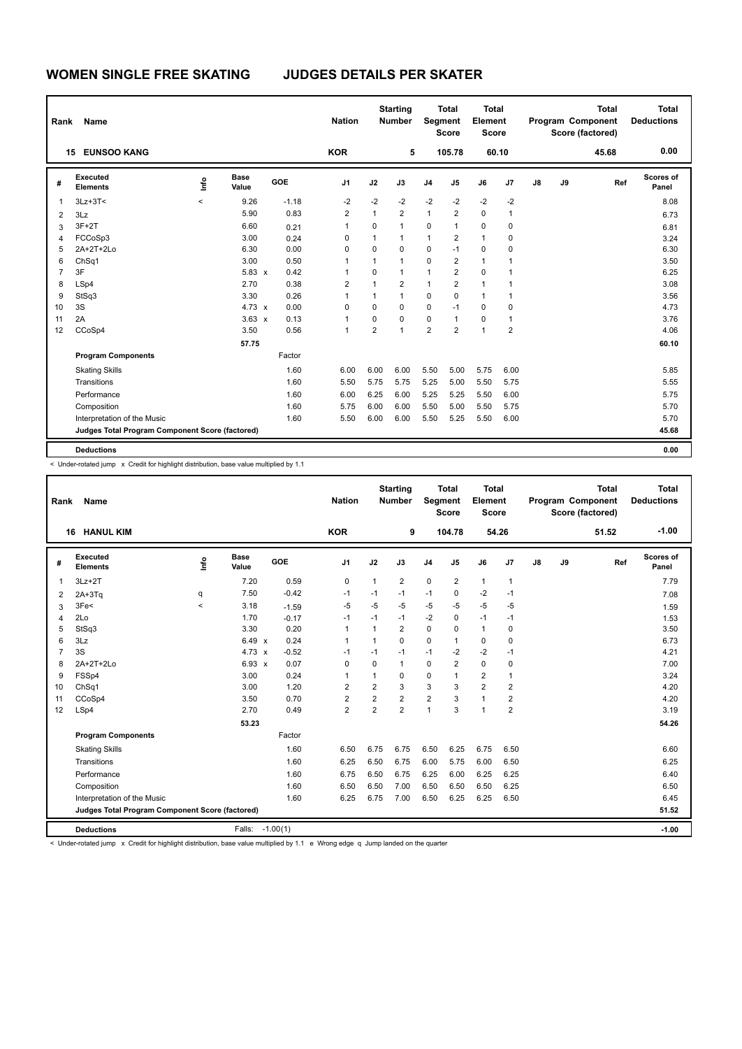# WOMEN SINGLE FREE SKATING JUDGES DETAILS PER SKATER

| Rank | Name | Nation | Starting Number | Total Segment Score | Total Element Score | Total Program Component Score (factored) | Total Deductions |
|---|---|---|---|---|---|---|---|
| 15 | EUNSOO KANG | KOR | 5 | 105.78 | 60.10 | 45.68 | 0.00 |

| # | Executed Elements | Info | Base Value | | GOE | J1 | J2 | J3 | J4 | J5 | J6 | J7 | J8 | J9 | Ref | Scores of Panel |
|---|---|---|---|---|---|---|---|---|---|---|---|---|---|---|---|---|
| 1 | 3Lz+3T< | < | 9.26 | | -1.18 | -2 | -2 | -2 | -2 | -2 | -2 | -2 | | | | 8.08 |
| 2 | 3Lz | | 5.90 | | 0.83 | 2 | 1 | 2 | 1 | 2 | 0 | 1 | | | | 6.73 |
| 3 | 3F+2T | | 6.60 | | 0.21 | 1 | 0 | 1 | 0 | 1 | 0 | 0 | | | | 6.81 |
| 4 | FCCoSp3 | | 3.00 | | 0.24 | 0 | 1 | 1 | 1 | 2 | 1 | 0 | | | | 3.24 |
| 5 | 2A+2T+2Lo | | 6.30 | | 0.00 | 0 | 0 | 0 | 0 | -1 | 0 | 0 | | | | 6.30 |
| 6 | ChSq1 | | 3.00 | | 0.50 | 1 | 1 | 1 | 0 | 2 | 1 | 1 | | | | 3.50 |
| 7 | 3F | | 5.83 | x | 0.42 | 1 | 0 | 1 | 1 | 2 | 0 | 1 | | | | 6.25 |
| 8 | LSp4 | | 2.70 | | 0.38 | 2 | 1 | 2 | 1 | 2 | 1 | 1 | | | | 3.08 |
| 9 | StSq3 | | 3.30 | | 0.26 | 1 | 1 | 1 | 0 | 0 | 1 | 1 | | | | 3.56 |
| 10 | 3S | | 4.73 | x | 0.00 | 0 | 0 | 0 | 0 | -1 | 0 | 0 | | | | 4.73 |
| 11 | 2A | | 3.63 | x | 0.13 | 1 | 0 | 0 | 0 | 1 | 0 | 1 | | | | 3.76 |
| 12 | CCoSp4 | | 3.50 | | 0.56 | 1 | 2 | 1 | 2 | 2 | 1 | 2 | | | | 4.06 |
| | | | 57.75 | | | | | | | | | | | | | 60.10 |
| | **Program Components** | | | | Factor | | | | | | | | | | | |
| | Skating Skills | | | | 1.60 | 6.00 | 6.00 | 6.00 | 5.50 | 5.00 | 5.75 | 6.00 | | | | 5.85 |
| | Transitions | | | | 1.60 | 5.50 | 5.75 | 5.75 | 5.25 | 5.00 | 5.50 | 5.75 | | | | 5.55 |
| | Performance | | | | 1.60 | 6.00 | 6.25 | 6.00 | 5.25 | 5.25 | 5.50 | 6.00 | | | | 5.75 |
| | Composition | | | | 1.60 | 5.75 | 6.00 | 6.00 | 5.50 | 5.00 | 5.50 | 5.75 | | | | 5.70 |
| | Interpretation of the Music | | | | 1.60 | 5.50 | 6.00 | 6.00 | 5.50 | 5.25 | 5.50 | 6.00 | | | | 5.70 |
| | **Judges Total Program Component Score (factored)** | | | | | | | | | | | | | | | 45.68 |
| | **Deductions** | | | | | | | | | | | | | | | 0.00 |

< Under-rotated jump x Credit for highlight distribution, base value multiplied by 1.1

| Rank | Name | Nation | Starting Number | Total Segment Score | Total Element Score | Total Program Component Score (factored) | Total Deductions |
|---|---|---|---|---|---|---|---|
| 16 | HANUL KIM | KOR | 9 | 104.78 | 54.26 | 51.52 | -1.00 |

| # | Executed Elements | Info | Base Value | | GOE | J1 | J2 | J3 | J4 | J5 | J6 | J7 | J8 | J9 | Ref | Scores of Panel |
|---|---|---|---|---|---|---|---|---|---|---|---|---|---|---|---|---|
| 1 | 3Lz+2T | | 7.20 | | 0.59 | 0 | 1 | 2 | 0 | 2 | 1 | 1 | | | | 7.79 |
| 2 | 2A+3Tq | q | 7.50 | | -0.42 | -1 | -1 | -1 | -1 | 0 | -2 | -1 | | | | 7.08 |
| 3 | 3Fe< | < | 3.18 | | -1.59 | -5 | -5 | -5 | -5 | -5 | -5 | -5 | | | | 1.59 |
| 4 | 2Lo | | 1.70 | | -0.17 | -1 | -1 | -1 | -2 | 0 | -1 | -1 | | | | 1.53 |
| 5 | StSq3 | | 3.30 | | 0.20 | 1 | 1 | 2 | 0 | 0 | 1 | 0 | | | | 3.50 |
| 6 | 3Lz | | 6.49 | x | 0.24 | 1 | 1 | 0 | 0 | 1 | 0 | 0 | | | | 6.73 |
| 7 | 3S | | 4.73 | x | -0.52 | -1 | -1 | -1 | -1 | -2 | -2 | -1 | | | | 4.21 |
| 8 | 2A+2T+2Lo | | 6.93 | x | 0.07 | 0 | 0 | 1 | 0 | 2 | 0 | 0 | | | | 7.00 |
| 9 | FSSp4 | | 3.00 | | 0.24 | 1 | 1 | 0 | 0 | 1 | 2 | 1 | | | | 3.24 |
| 10 | ChSq1 | | 3.00 | | 1.20 | 2 | 2 | 3 | 3 | 3 | 2 | 2 | | | | 4.20 |
| 11 | CCoSp4 | | 3.50 | | 0.70 | 2 | 2 | 2 | 2 | 3 | 1 | 2 | | | | 4.20 |
| 12 | LSp4 | | 2.70 | | 0.49 | 2 | 2 | 2 | 1 | 3 | 1 | 2 | | | | 3.19 |
| | | | 53.23 | | | | | | | | | | | | | 54.26 |
| | **Program Components** | | | | Factor | | | | | | | | | | | |
| | Skating Skills | | | | 1.60 | 6.50 | 6.75 | 6.75 | 6.50 | 6.25 | 6.75 | 6.50 | | | | 6.60 |
| | Transitions | | | | 1.60 | 6.25 | 6.50 | 6.75 | 6.00 | 5.75 | 6.00 | 6.50 | | | | 6.25 |
| | Performance | | | | 1.60 | 6.75 | 6.50 | 6.75 | 6.25 | 6.00 | 6.25 | 6.25 | | | | 6.40 |
| | Composition | | | | 1.60 | 6.50 | 6.50 | 7.00 | 6.50 | 6.50 | 6.50 | 6.25 | | | | 6.50 |
| | Interpretation of the Music | | | | 1.60 | 6.25 | 6.75 | 7.00 | 6.50 | 6.25 | 6.25 | 6.50 | | | | 6.45 |
| | **Judges Total Program Component Score (factored)** | | | | | | | | | | | | | | | 51.52 |
| | **Deductions** | | Falls: | | -1.00(1) | | | | | | | | | | | -1.00 |

< Under-rotated jump x Credit for highlight distribution, base value multiplied by 1.1 e Wrong edge q Jump landed on the quarter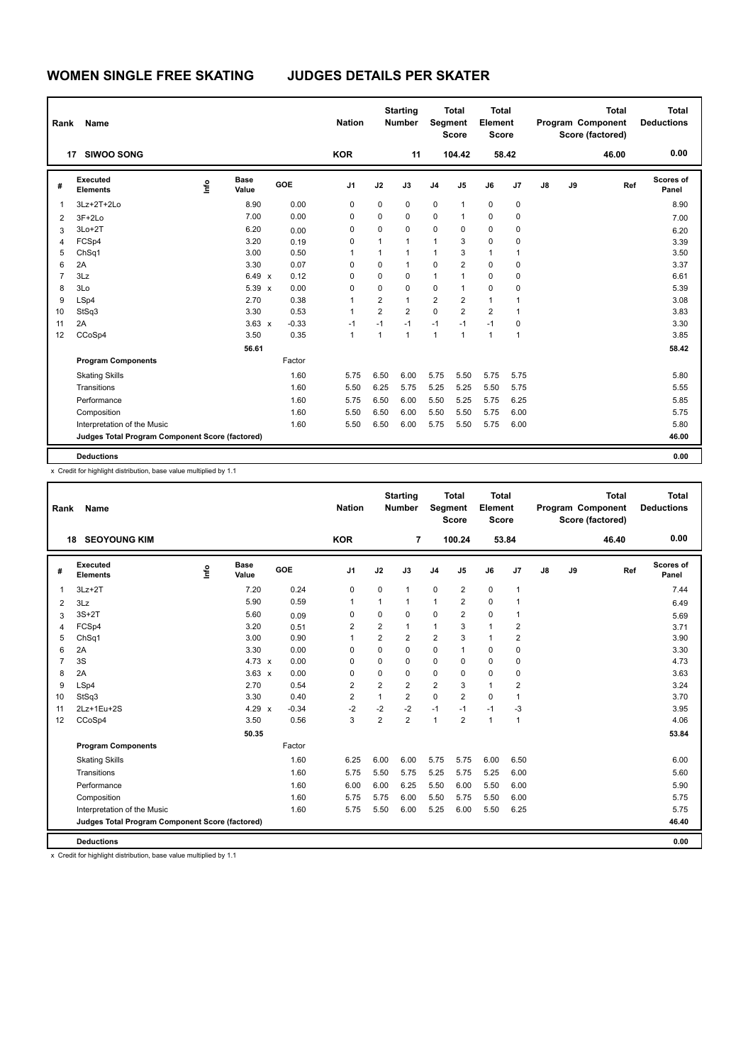# WOMEN SINGLE FREE SKATING JUDGES DETAILS PER SKATER

| Rank | Name | Nation | Starting Number | Total Segment Score | Total Element Score | Total Program Component Score (factored) | Total Deductions |
|---|---|---|---|---|---|---|---|
| 17 | SIWOO SONG | KOR | 11 | 104.42 | 58.42 | 46.00 | 0.00 |

| # | Executed Elements | Info | Base Value | GOE | J1 | J2 | J3 | J4 | J5 | J6 | J7 | J8 | J9 | Ref | Scores of Panel |
|---|---|---|---|---|---|---|---|---|---|---|---|---|---|---|---|
| 1 | 3Lz+2T+2Lo | | 8.90 | 0.00 | 0 | 0 | 0 | 0 | 1 | 0 | 0 | | | | 8.90 |
| 2 | 3F+2Lo | | 7.00 | 0.00 | 0 | 0 | 0 | 0 | 1 | 0 | 0 | | | | 7.00 |
| 3 | 3Lo+2T | | 6.20 | 0.00 | 0 | 0 | 0 | 0 | 0 | 0 | 0 | | | | 6.20 |
| 4 | FCSp4 | | 3.20 | 0.19 | 0 | 1 | 1 | 1 | 3 | 0 | 0 | | | | 3.39 |
| 5 | ChSq1 | | 3.00 | 0.50 | 1 | 1 | 1 | 1 | 3 | 1 | 1 | | | | 3.50 |
| 6 | 2A | | 3.30 | 0.07 | 0 | 0 | 1 | 0 | 2 | 0 | 0 | | | | 3.37 |
| 7 | 3Lz | | 6.49 x | 0.12 | 0 | 0 | 0 | 1 | 1 | 0 | 0 | | | | 6.61 |
| 8 | 3Lo | | 5.39 x | 0.00 | 0 | 0 | 0 | 0 | 1 | 0 | 0 | | | | 5.39 |
| 9 | LSp4 | | 2.70 | 0.38 | 1 | 2 | 1 | 2 | 2 | 1 | 1 | | | | 3.08 |
| 10 | StSq3 | | 3.30 | 0.53 | 1 | 2 | 2 | 0 | 2 | 2 | 1 | | | | 3.83 |
| 11 | 2A | | 3.63 x | -0.33 | -1 | -1 | -1 | -1 | -1 | -1 | 0 | | | | 3.30 |
| 12 | CCoSp4 | | 3.50 | 0.35 | 1 | 1 | 1 | 1 | 1 | 1 | 1 | | | | 3.85 |
| | | | 56.61 | | | | | | | | | | | | 58.42 |
| | **Program Components** | | | Factor | | | | | | | | | | | |
| | Skating Skills | | | 1.60 | 5.75 | 6.50 | 6.00 | 5.75 | 5.50 | 5.75 | 5.75 | | | | 5.80 |
| | Transitions | | | 1.60 | 5.50 | 6.25 | 5.75 | 5.25 | 5.25 | 5.50 | 5.75 | | | | 5.55 |
| | Performance | | | 1.60 | 5.75 | 6.50 | 6.00 | 5.50 | 5.25 | 5.75 | 6.25 | | | | 5.85 |
| | Composition | | | 1.60 | 5.50 | 6.50 | 6.00 | 5.50 | 5.50 | 5.75 | 6.00 | | | | 5.75 |
| | Interpretation of the Music | | | 1.60 | 5.50 | 6.50 | 6.00 | 5.75 | 5.50 | 5.75 | 6.00 | | | | 5.80 |
| | **Judges Total Program Component Score (factored)** | | | | | | | | | | | | | | 46.00 |
| | **Deductions** | | | | | | | | | | | | | | 0.00 |

x Credit for highlight distribution, base value multiplied by 1.1

| Rank | Name | Nation | Starting Number | Total Segment Score | Total Element Score | Total Program Component Score (factored) | Total Deductions |
|---|---|---|---|---|---|---|---|
| 18 | SEOYOUNG KIM | KOR | 7 | 100.24 | 53.84 | 46.40 | 0.00 |

| # | Executed Elements | Info | Base Value | GOE | J1 | J2 | J3 | J4 | J5 | J6 | J7 | J8 | J9 | Ref | Scores of Panel |
|---|---|---|---|---|---|---|---|---|---|---|---|---|---|---|---|
| 1 | 3Lz+2T | | 7.20 | 0.24 | 0 | 0 | 1 | 0 | 2 | 0 | 1 | | | | 7.44 |
| 2 | 3Lz | | 5.90 | 0.59 | 1 | 1 | 1 | 1 | 2 | 0 | 1 | | | | 6.49 |
| 3 | 3S+2T | | 5.60 | 0.09 | 0 | 0 | 0 | 0 | 2 | 0 | 1 | | | | 5.69 |
| 4 | FCSp4 | | 3.20 | 0.51 | 2 | 2 | 1 | 1 | 3 | 1 | 2 | | | | 3.71 |
| 5 | ChSq1 | | 3.00 | 0.90 | 1 | 2 | 2 | 2 | 3 | 1 | 2 | | | | 3.90 |
| 6 | 2A | | 3.30 | 0.00 | 0 | 0 | 0 | 0 | 1 | 0 | 0 | | | | 3.30 |
| 7 | 3S | | 4.73 x | 0.00 | 0 | 0 | 0 | 0 | 0 | 0 | 0 | | | | 4.73 |
| 8 | 2A | | 3.63 x | 0.00 | 0 | 0 | 0 | 0 | 0 | 0 | 0 | | | | 3.63 |
| 9 | LSp4 | | 2.70 | 0.54 | 2 | 2 | 2 | 2 | 3 | 1 | 2 | | | | 3.24 |
| 10 | StSq3 | | 3.30 | 0.40 | 2 | 1 | 2 | 0 | 2 | 0 | 1 | | | | 3.70 |
| 11 | 2Lz+1Eu+2S | | 4.29 x | -0.34 | -2 | -2 | -2 | -1 | -1 | -1 | -3 | | | | 3.95 |
| 12 | CCoSp4 | | 3.50 | 0.56 | 3 | 2 | 2 | 1 | 2 | 1 | 1 | | | | 4.06 |
| | | | 50.35 | | | | | | | | | | | | 53.84 |
| | **Program Components** | | | Factor | | | | | | | | | | | |
| | Skating Skills | | | 1.60 | 6.25 | 6.00 | 6.00 | 5.75 | 5.75 | 6.00 | 6.50 | | | | 6.00 |
| | Transitions | | | 1.60 | 5.75 | 5.50 | 5.75 | 5.25 | 5.75 | 5.25 | 6.00 | | | | 5.60 |
| | Performance | | | 1.60 | 6.00 | 6.00 | 6.25 | 5.50 | 6.00 | 5.50 | 6.00 | | | | 5.90 |
| | Composition | | | 1.60 | 5.75 | 5.75 | 6.00 | 5.50 | 5.75 | 5.50 | 6.00 | | | | 5.75 |
| | Interpretation of the Music | | | 1.60 | 5.75 | 5.50 | 6.00 | 5.25 | 6.00 | 5.50 | 6.25 | | | | 5.75 |
| | **Judges Total Program Component Score (factored)** | | | | | | | | | | | | | | 46.40 |
| | **Deductions** | | | | | | | | | | | | | | 0.00 |

x Credit for highlight distribution, base value multiplied by 1.1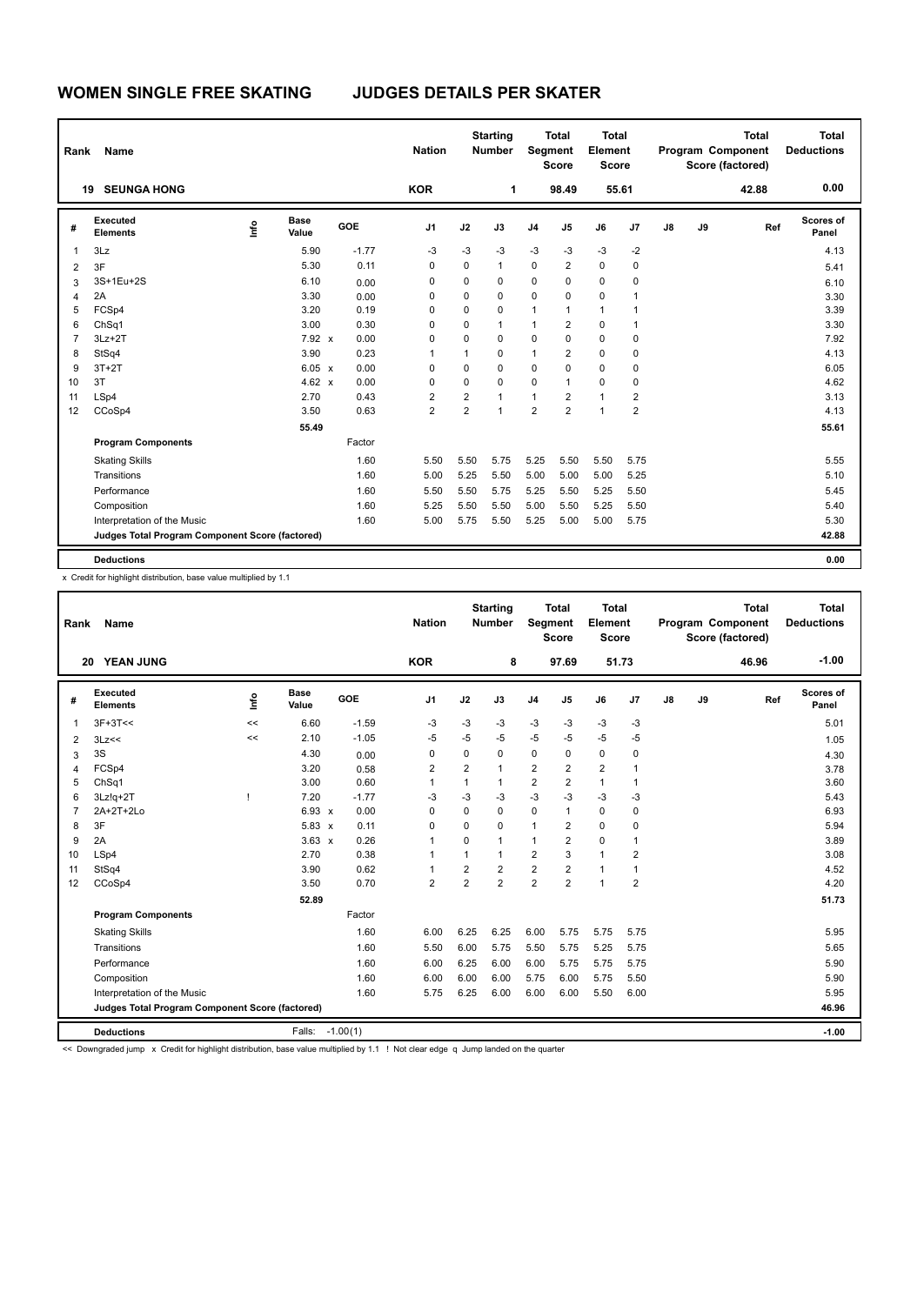# WOMEN SINGLE FREE SKATING JUDGES DETAILS PER SKATER

| Rank | Name | Nation | Starting Number | Total Segment Score | Total Element Score | Total Program Component Score (factored) | Total Deductions |
|---|---|---|---|---|---|---|---|
| 19 | SEUNGA HONG | KOR | 1 | 98.49 | 55.61 | 42.88 | 0.00 |

| # | Executed Elements | Info | Base Value | | GOE | J1 | J2 | J3 | J4 | J5 | J6 | J7 | J8 | J9 | Ref | Scores of Panel |
|---|---|---|---|---|---|---|---|---|---|---|---|---|---|---|---|---|
| 1 | 3Lz | | 5.90 | | -1.77 | -3 | -3 | -3 | -3 | -3 | -3 | -2 | | | | 4.13 |
| 2 | 3F | | 5.30 | | 0.11 | 0 | 0 | 1 | 0 | 2 | 0 | 0 | | | | 5.41 |
| 3 | 3S+1Eu+2S | | 6.10 | | 0.00 | 0 | 0 | 0 | 0 | 0 | 0 | 0 | | | | 6.10 |
| 4 | 2A | | 3.30 | | 0.00 | 0 | 0 | 0 | 0 | 0 | 0 | 1 | | | | 3.30 |
| 5 | FCSp4 | | 3.20 | | 0.19 | 0 | 0 | 0 | 1 | 1 | 1 | 1 | | | | 3.39 |
| 6 | ChSq1 | | 3.00 | | 0.30 | 0 | 0 | 1 | 1 | 2 | 0 | 1 | | | | 3.30 |
| 7 | 3Lz+2T | | 7.92 | x | 0.00 | 0 | 0 | 0 | 0 | 0 | 0 | 0 | | | | 7.92 |
| 8 | StSq4 | | 3.90 | | 0.23 | 1 | 1 | 0 | 1 | 2 | 0 | 0 | | | | 4.13 |
| 9 | 3T+2T | | 6.05 | x | 0.00 | 0 | 0 | 0 | 0 | 0 | 0 | 0 | | | | 6.05 |
| 10 | 3T | | 4.62 | x | 0.00 | 0 | 0 | 0 | 0 | 1 | 0 | 0 | | | | 4.62 |
| 11 | LSp4 | | 2.70 | | 0.43 | 2 | 2 | 1 | 1 | 2 | 1 | 2 | | | | 3.13 |
| 12 | CCoSp4 | | 3.50 | | 0.63 | 2 | 2 | 1 | 2 | 2 | 1 | 2 | | | | 4.13 |
| | | | 55.49 | | | | | | | | | | | | | 55.61 |
| | **Program Components** | | | | Factor | | | | | | | | | | | |
| | Skating Skills | | | | 1.60 | 5.50 | 5.50 | 5.75 | 5.25 | 5.50 | 5.50 | 5.75 | | | | 5.55 |
| | Transitions | | | | 1.60 | 5.00 | 5.25 | 5.50 | 5.00 | 5.00 | 5.00 | 5.25 | | | | 5.10 |
| | Performance | | | | 1.60 | 5.50 | 5.50 | 5.75 | 5.25 | 5.50 | 5.25 | 5.50 | | | | 5.45 |
| | Composition | | | | 1.60 | 5.25 | 5.50 | 5.50 | 5.00 | 5.50 | 5.25 | 5.50 | | | | 5.40 |
| | Interpretation of the Music | | | | 1.60 | 5.00 | 5.75 | 5.50 | 5.25 | 5.00 | 5.00 | 5.75 | | | | 5.30 |
| | **Judges Total Program Component Score (factored)** | | | | | | | | | | | | | | | 42.88 |
| | **Deductions** | | | | | | | | | | | | | | | 0.00 |

x Credit for highlight distribution, base value multiplied by 1.1

| Rank | Name | Nation | Starting Number | Total Segment Score | Total Element Score | Total Program Component Score (factored) | Total Deductions |
|---|---|---|---|---|---|---|---|
| 20 | YEAN JUNG | KOR | 8 | 97.69 | 51.73 | 46.96 | -1.00 |

| # | Executed Elements | Info | Base Value | | GOE | J1 | J2 | J3 | J4 | J5 | J6 | J7 | J8 | J9 | Ref | Scores of Panel |
|---|---|---|---|---|---|---|---|---|---|---|---|---|---|---|---|---|
| 1 | 3F+3T<< | << | 6.60 | | -1.59 | -3 | -3 | -3 | -3 | -3 | -3 | -3 | | | | 5.01 |
| 2 | 3Lz<< | << | 2.10 | | -1.05 | -5 | -5 | -5 | -5 | -5 | -5 | -5 | | | | 1.05 |
| 3 | 3S | | 4.30 | | 0.00 | 0 | 0 | 0 | 0 | 0 | 0 | 0 | | | | 4.30 |
| 4 | FCSp4 | | 3.20 | | 0.58 | 2 | 2 | 1 | 2 | 2 | 2 | 1 | | | | 3.78 |
| 5 | ChSq1 | | 3.00 | | 0.60 | 1 | 1 | 1 | 2 | 2 | 1 | 1 | | | | 3.60 |
| 6 | 3Lz!q+2T | ! | 7.20 | | -1.77 | -3 | -3 | -3 | -3 | -3 | -3 | -3 | | | | 5.43 |
| 7 | 2A+2T+2Lo | | 6.93 | x | 0.00 | 0 | 0 | 0 | 0 | 1 | 0 | 0 | | | | 6.93 |
| 8 | 3F | | 5.83 | x | 0.11 | 0 | 0 | 0 | 1 | 2 | 0 | 0 | | | | 5.94 |
| 9 | 2A | | 3.63 | x | 0.26 | 1 | 0 | 1 | 1 | 2 | 0 | 1 | | | | 3.89 |
| 10 | LSp4 | | 2.70 | | 0.38 | 1 | 1 | 1 | 2 | 3 | 1 | 2 | | | | 3.08 |
| 11 | StSq4 | | 3.90 | | 0.62 | 1 | 2 | 2 | 2 | 2 | 1 | 1 | | | | 4.52 |
| 12 | CCoSp4 | | 3.50 | | 0.70 | 2 | 2 | 2 | 2 | 2 | 1 | 2 | | | | 4.20 |
| | | | 52.89 | | | | | | | | | | | | | 51.73 |
| | **Program Components** | | | | Factor | | | | | | | | | | | |
| | Skating Skills | | | | 1.60 | 6.00 | 6.25 | 6.25 | 6.00 | 5.75 | 5.75 | 5.75 | | | | 5.95 |
| | Transitions | | | | 1.60 | 5.50 | 6.00 | 5.75 | 5.50 | 5.75 | 5.25 | 5.75 | | | | 5.65 |
| | Performance | | | | 1.60 | 6.00 | 6.25 | 6.00 | 6.00 | 5.75 | 5.75 | 5.75 | | | | 5.90 |
| | Composition | | | | 1.60 | 6.00 | 6.00 | 6.00 | 5.75 | 6.00 | 5.75 | 5.50 | | | | 5.90 |
| | Interpretation of the Music | | | | 1.60 | 5.75 | 6.25 | 6.00 | 6.00 | 6.00 | 5.50 | 6.00 | | | | 5.95 |
| | **Judges Total Program Component Score (factored)** | | | | | | | | | | | | | | | 46.96 |
| | **Deductions** | | Falls: | | -1.00(1) | | | | | | | | | | | -1.00 |

<< Downgraded jump x Credit for highlight distribution, base value multiplied by 1.1 ! Not clear edge q Jump landed on the quarter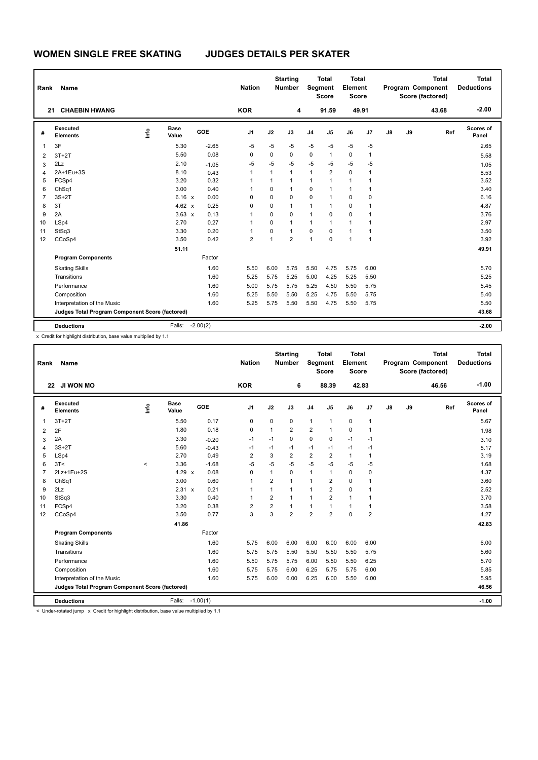# WOMEN SINGLE FREE SKATING JUDGES DETAILS PER SKATER

| Rank | Name | Nation | Starting Number | Total Segment Score | Total Element Score | Total Program Component Score (factored) | Total Deductions |
|---|---|---|---|---|---|---|---|
| 21 | CHAEBIN HWANG | KOR | 4 | 91.59 | 49.91 | 43.68 | -2.00 |

| # | Executed Elements | Info | Base Value | | GOE | J1 | J2 | J3 | J4 | J5 | J6 | J7 | J8 | J9 | Ref | Scores of Panel |
|---|---|---|---|---|---|---|---|---|---|---|---|---|---|---|---|---|
| 1 | 3F | | 5.30 | | -2.65 | -5 | -5 | -5 | -5 | -5 | -5 | -5 | | | | 2.65 |
| 2 | 3T+2T | | 5.50 | | 0.08 | 0 | 0 | 0 | 0 | 1 | 0 | 1 | | | | 5.58 |
| 3 | 2Lz | | 2.10 | | -1.05 | -5 | -5 | -5 | -5 | -5 | -5 | -5 | | | | 1.05 |
| 4 | 2A+1Eu+3S | | 8.10 | | 0.43 | 1 | 1 | 1 | 1 | 2 | 0 | 1 | | | | 8.53 |
| 5 | FCSp4 | | 3.20 | | 0.32 | 1 | 1 | 1 | 1 | 1 | 1 | 1 | | | | 3.52 |
| 6 | ChSq1 | | 3.00 | | 0.40 | 1 | 0 | 1 | 0 | 1 | 1 | 1 | | | | 3.40 |
| 7 | 3S+2T | | 6.16 | x | 0.00 | 0 | 0 | 0 | 0 | 1 | 0 | 0 | | | | 6.16 |
| 8 | 3T | | 4.62 | x | 0.25 | 0 | 0 | 1 | 1 | 1 | 0 | 1 | | | | 4.87 |
| 9 | 2A | | 3.63 | x | 0.13 | 1 | 0 | 0 | 1 | 0 | 0 | 1 | | | | 3.76 |
| 10 | LSp4 | | 2.70 | | 0.27 | 1 | 0 | 1 | 1 | 1 | 1 | 1 | | | | 2.97 |
| 11 | StSq3 | | 3.30 | | 0.20 | 1 | 0 | 1 | 0 | 0 | 1 | 1 | | | | 3.50 |
| 12 | CCoSp4 | | 3.50 | | 0.42 | 2 | 1 | 2 | 1 | 0 | 1 | 1 | | | | 3.92 |
| | | | 51.11 | | | | | | | | | | | | | 49.91 |
| | **Program Components** | | | | Factor | | | | | | | | | | | |
| | Skating Skills | | | | 1.60 | 5.50 | 6.00 | 5.75 | 5.50 | 4.75 | 5.75 | 6.00 | | | | 5.70 |
| | Transitions | | | | 1.60 | 5.25 | 5.75 | 5.25 | 5.00 | 4.25 | 5.25 | 5.50 | | | | 5.25 |
| | Performance | | | | 1.60 | 5.00 | 5.75 | 5.75 | 5.25 | 4.50 | 5.50 | 5.75 | | | | 5.45 |
| | Composition | | | | 1.60 | 5.25 | 5.50 | 5.50 | 5.25 | 4.75 | 5.50 | 5.75 | | | | 5.40 |
| | Interpretation of the Music | | | | 1.60 | 5.25 | 5.75 | 5.50 | 5.50 | 4.75 | 5.50 | 5.75 | | | | 5.50 |
| | **Judges Total Program Component Score (factored)** | | | | | | | | | | | | | | | 43.68 |
| | **Deductions** | | Falls: | | -2.00(2) | | | | | | | | | | | -2.00 |

x Credit for highlight distribution, base value multiplied by 1.1

| Rank | Name | Nation | Starting Number | Total Segment Score | Total Element Score | Total Program Component Score (factored) | Total Deductions |
|---|---|---|---|---|---|---|---|
| 22 | JI WON MO | KOR | 6 | 88.39 | 42.83 | 46.56 | -1.00 |

| # | Executed Elements | Info | Base Value | | GOE | J1 | J2 | J3 | J4 | J5 | J6 | J7 | J8 | J9 | Ref | Scores of Panel |
|---|---|---|---|---|---|---|---|---|---|---|---|---|---|---|---|---|
| 1 | 3T+2T | | 5.50 | | 0.17 | 0 | 0 | 0 | 1 | 1 | 0 | 1 | | | | 5.67 |
| 2 | 2F | | 1.80 | | 0.18 | 0 | 1 | 2 | 2 | 1 | 0 | 1 | | | | 1.98 |
| 3 | 2A | | 3.30 | | -0.20 | -1 | -1 | 0 | 0 | 0 | -1 | -1 | | | | 3.10 |
| 4 | 3S+2T | | 5.60 | | -0.43 | -1 | -1 | -1 | -1 | -1 | -1 | -1 | | | | 5.17 |
| 5 | LSp4 | | 2.70 | | 0.49 | 2 | 3 | 2 | 2 | 2 | 1 | 1 | | | | 3.19 |
| 6 | 3T< | < | 3.36 | | -1.68 | -5 | -5 | -5 | -5 | -5 | -5 | -5 | | | | 1.68 |
| 7 | 2Lz+1Eu+2S | | 4.29 | x | 0.08 | 0 | 1 | 0 | 1 | 1 | 0 | 0 | | | | 4.37 |
| 8 | ChSq1 | | 3.00 | | 0.60 | 1 | 2 | 1 | 1 | 2 | 0 | 1 | | | | 3.60 |
| 9 | 2Lz | | 2.31 | x | 0.21 | 1 | 1 | 1 | 1 | 2 | 0 | 1 | | | | 2.52 |
| 10 | StSq3 | | 3.30 | | 0.40 | 1 | 2 | 1 | 1 | 2 | 1 | 1 | | | | 3.70 |
| 11 | FCSp4 | | 3.20 | | 0.38 | 2 | 2 | 1 | 1 | 1 | 1 | 1 | | | | 3.58 |
| 12 | CCoSp4 | | 3.50 | | 0.77 | 3 | 3 | 2 | 2 | 2 | 0 | 2 | | | | 4.27 |
| | | | 41.86 | | | | | | | | | | | | | 42.83 |
| | **Program Components** | | | | Factor | | | | | | | | | | | |
| | Skating Skills | | | | 1.60 | 5.75 | 6.00 | 6.00 | 6.00 | 6.00 | 6.00 | 6.00 | | | | 6.00 |
| | Transitions | | | | 1.60 | 5.75 | 5.75 | 5.50 | 5.50 | 5.50 | 5.50 | 5.75 | | | | 5.60 |
| | Performance | | | | 1.60 | 5.50 | 5.75 | 5.75 | 6.00 | 5.50 | 5.50 | 6.25 | | | | 5.70 |
| | Composition | | | | 1.60 | 5.75 | 5.75 | 6.00 | 6.25 | 5.75 | 5.75 | 6.00 | | | | 5.85 |
| | Interpretation of the Music | | | | 1.60 | 5.75 | 6.00 | 6.00 | 6.25 | 6.00 | 5.50 | 6.00 | | | | 5.95 |
| | **Judges Total Program Component Score (factored)** | | | | | | | | | | | | | | | 46.56 |
| | **Deductions** | | Falls: | | -1.00(1) | | | | | | | | | | | -1.00 |

< Under-rotated jump x Credit for highlight distribution, base value multiplied by 1.1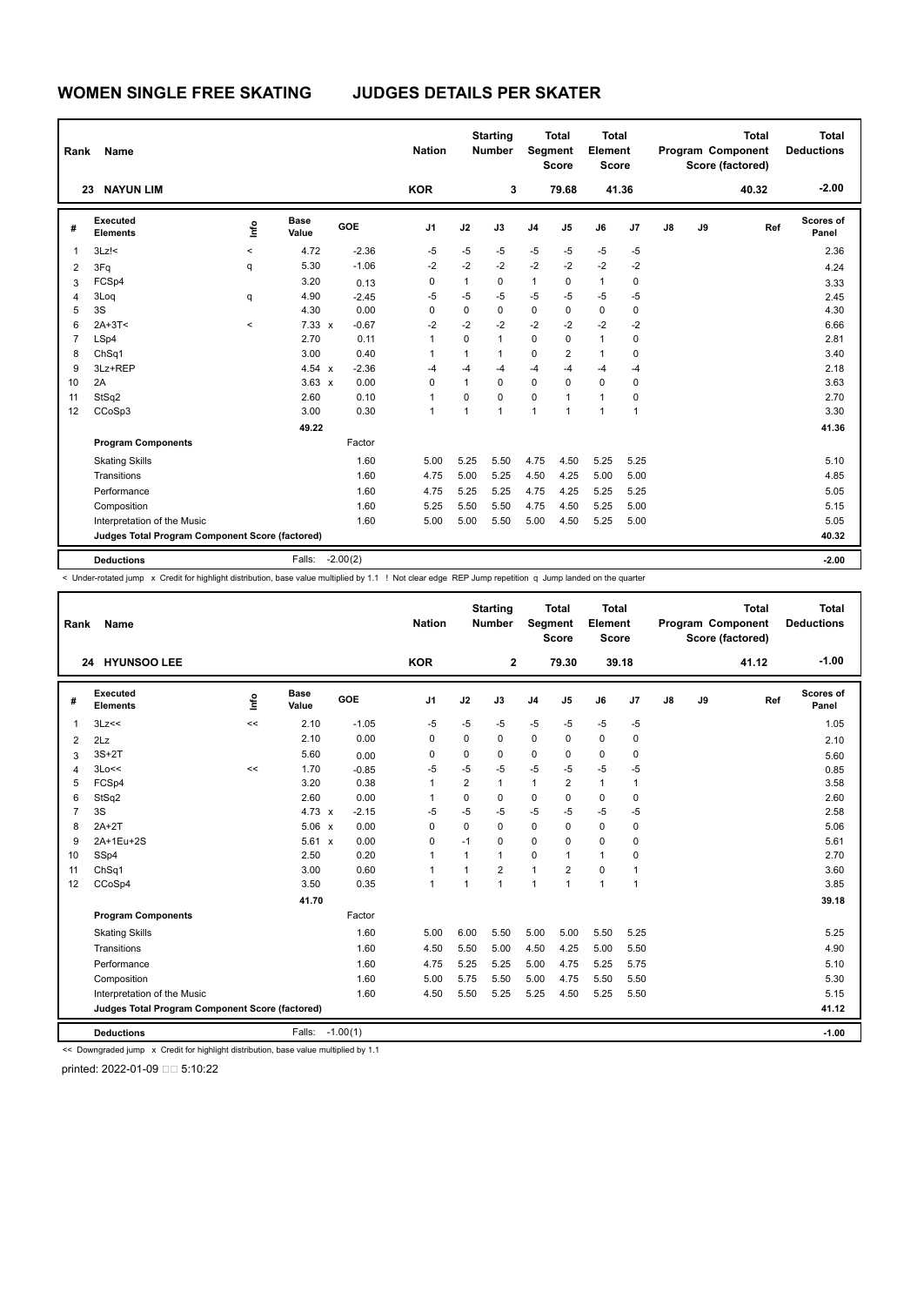# WOMEN SINGLE FREE SKATING JUDGES DETAILS PER SKATER

| Rank | Name | Nation | Starting Number | Total Segment Score | Total Element Score | Total Program Component Score (factored) | Total Deductions |
|---|---|---|---|---|---|---|---|
| 23 | NAYUN LIM | KOR | 3 | 79.68 | 41.36 | 40.32 | -2.00 |

| # | Executed Elements | Info | Base Value | | GOE | J1 | J2 | J3 | J4 | J5 | J6 | J7 | J8 | J9 | Ref | Scores of Panel |
|---|---|---|---|---|---|---|---|---|---|---|---|---|---|---|---|---|
| 1 | 3Lz!< | < | 4.72 | | -2.36 | -5 | -5 | -5 | -5 | -5 | -5 | -5 | | | | 2.36 |
| 2 | 3Fq | q | 5.30 | | -1.06 | -2 | -2 | -2 | -2 | -2 | -2 | -2 | | | | 4.24 |
| 3 | FCSp4 | | 3.20 | | 0.13 | 0 | 1 | 0 | 1 | 0 | 1 | 0 | | | | 3.33 |
| 4 | 3Loq | q | 4.90 | | -2.45 | -5 | -5 | -5 | -5 | -5 | -5 | -5 | | | | 2.45 |
| 5 | 3S | | 4.30 | | 0.00 | 0 | 0 | 0 | 0 | 0 | 0 | 0 | | | | 4.30 |
| 6 | 2A+3T< | < | 7.33 | x | -0.67 | -2 | -2 | -2 | -2 | -2 | -2 | -2 | | | | 6.66 |
| 7 | LSp4 | | 2.70 | | 0.11 | 1 | 0 | 1 | 0 | 0 | 1 | 0 | | | | 2.81 |
| 8 | ChSq1 | | 3.00 | | 0.40 | 1 | 1 | 1 | 0 | 2 | 1 | 0 | | | | 3.40 |
| 9 | 3Lz+REP | | 4.54 | x | -2.36 | -4 | -4 | -4 | -4 | -4 | -4 | -4 | | | | 2.18 |
| 10 | 2A | | 3.63 | x | 0.00 | 0 | 1 | 0 | 0 | 0 | 0 | 0 | | | | 3.63 |
| 11 | StSq2 | | 2.60 | | 0.10 | 1 | 0 | 0 | 0 | 1 | 1 | 0 | | | | 2.70 |
| 12 | CCoSp3 | | 3.00 | | 0.30 | 1 | 1 | 1 | 1 | 1 | 1 | 1 | | | | 3.30 |
| | | | 49.22 | | | | | | | | | | | | | 41.36 |
| | **Program Components** | | | | Factor | | | | | | | | | | | |
| | Skating Skills | | | | 1.60 | 5.00 | 5.25 | 5.50 | 4.75 | 4.50 | 5.25 | 5.25 | | | | 5.10 |
| | Transitions | | | | 1.60 | 4.75 | 5.00 | 5.25 | 4.50 | 4.25 | 5.00 | 5.00 | | | | 4.85 |
| | Performance | | | | 1.60 | 4.75 | 5.25 | 5.25 | 4.75 | 4.25 | 5.25 | 5.25 | | | | 5.05 |
| | Composition | | | | 1.60 | 5.25 | 5.50 | 5.50 | 4.75 | 4.50 | 5.25 | 5.00 | | | | 5.15 |
| | Interpretation of the Music | | | | 1.60 | 5.00 | 5.00 | 5.50 | 5.00 | 4.50 | 5.25 | 5.00 | | | | 5.05 |
| | **Judges Total Program Component Score (factored)** | | | | | | | | | | | | | | | 40.32 |
| | **Deductions** | | Falls: | | -2.00(2) | | | | | | | | | | | -2.00 |

< Under-rotated jump x Credit for highlight distribution, base value multiplied by 1.1 ! Not clear edge REP Jump repetition q Jump landed on the quarter

| Rank | Name | Nation | Starting Number | Total Segment Score | Total Element Score | Total Program Component Score (factored) | Total Deductions |
|---|---|---|---|---|---|---|---|
| 24 | HYUNSOO LEE | KOR | 2 | 79.30 | 39.18 | 41.12 | -1.00 |

| # | Executed Elements | Info | Base Value | | GOE | J1 | J2 | J3 | J4 | J5 | J6 | J7 | J8 | J9 | Ref | Scores of Panel |
|---|---|---|---|---|---|---|---|---|---|---|---|---|---|---|---|---|
| 1 | 3Lz<< | << | 2.10 | | -1.05 | -5 | -5 | -5 | -5 | -5 | -5 | -5 | | | | 1.05 |
| 2 | 2Lz | | 2.10 | | 0.00 | 0 | 0 | 0 | 0 | 0 | 0 | 0 | | | | 2.10 |
| 3 | 3S+2T | | 5.60 | | 0.00 | 0 | 0 | 0 | 0 | 0 | 0 | 0 | | | | 5.60 |
| 4 | 3Lo<< | << | 1.70 | | -0.85 | -5 | -5 | -5 | -5 | -5 | -5 | -5 | | | | 0.85 |
| 5 | FCSp4 | | 3.20 | | 0.38 | 1 | 2 | 1 | 1 | 2 | 1 | 1 | | | | 3.58 |
| 6 | StSq2 | | 2.60 | | 0.00 | 1 | 0 | 0 | 0 | 0 | 0 | 0 | | | | 2.60 |
| 7 | 3S | | 4.73 | x | -2.15 | -5 | -5 | -5 | -5 | -5 | -5 | -5 | | | | 2.58 |
| 8 | 2A+2T | | 5.06 | x | 0.00 | 0 | 0 | 0 | 0 | 0 | 0 | 0 | | | | 5.06 |
| 9 | 2A+1Eu+2S | | 5.61 | x | 0.00 | 0 | -1 | 0 | 0 | 0 | 0 | 0 | | | | 5.61 |
| 10 | SSp4 | | 2.50 | | 0.20 | 1 | 1 | 1 | 0 | 1 | 1 | 0 | | | | 2.70 |
| 11 | ChSq1 | | 3.00 | | 0.60 | 1 | 1 | 2 | 1 | 2 | 0 | 1 | | | | 3.60 |
| 12 | CCoSp4 | | 3.50 | | 0.35 | 1 | 1 | 1 | 1 | 1 | 1 | 1 | | | | 3.85 |
| | | | 41.70 | | | | | | | | | | | | | 39.18 |
| | **Program Components** | | | | Factor | | | | | | | | | | | |
| | Skating Skills | | | | 1.60 | 5.00 | 6.00 | 5.50 | 5.00 | 5.00 | 5.50 | 5.25 | | | | 5.25 |
| | Transitions | | | | 1.60 | 4.50 | 5.50 | 5.00 | 4.50 | 4.25 | 5.00 | 5.50 | | | | 4.90 |
| | Performance | | | | 1.60 | 4.75 | 5.25 | 5.25 | 5.00 | 4.75 | 5.25 | 5.75 | | | | 5.10 |
| | Composition | | | | 1.60 | 5.00 | 5.75 | 5.50 | 5.00 | 4.75 | 5.50 | 5.50 | | | | 5.30 |
| | Interpretation of the Music | | | | 1.60 | 4.50 | 5.50 | 5.25 | 5.25 | 4.50 | 5.25 | 5.50 | | | | 5.15 |
| | **Judges Total Program Component Score (factored)** | | | | | | | | | | | | | | | 41.12 |
| | **Deductions** | | Falls: | | -1.00(1) | | | | | | | | | | | -1.00 |

<< Downgraded jump x Credit for highlight distribution, base value multiplied by 1.1

printed: 2022-01-09 □□ 5:10:22